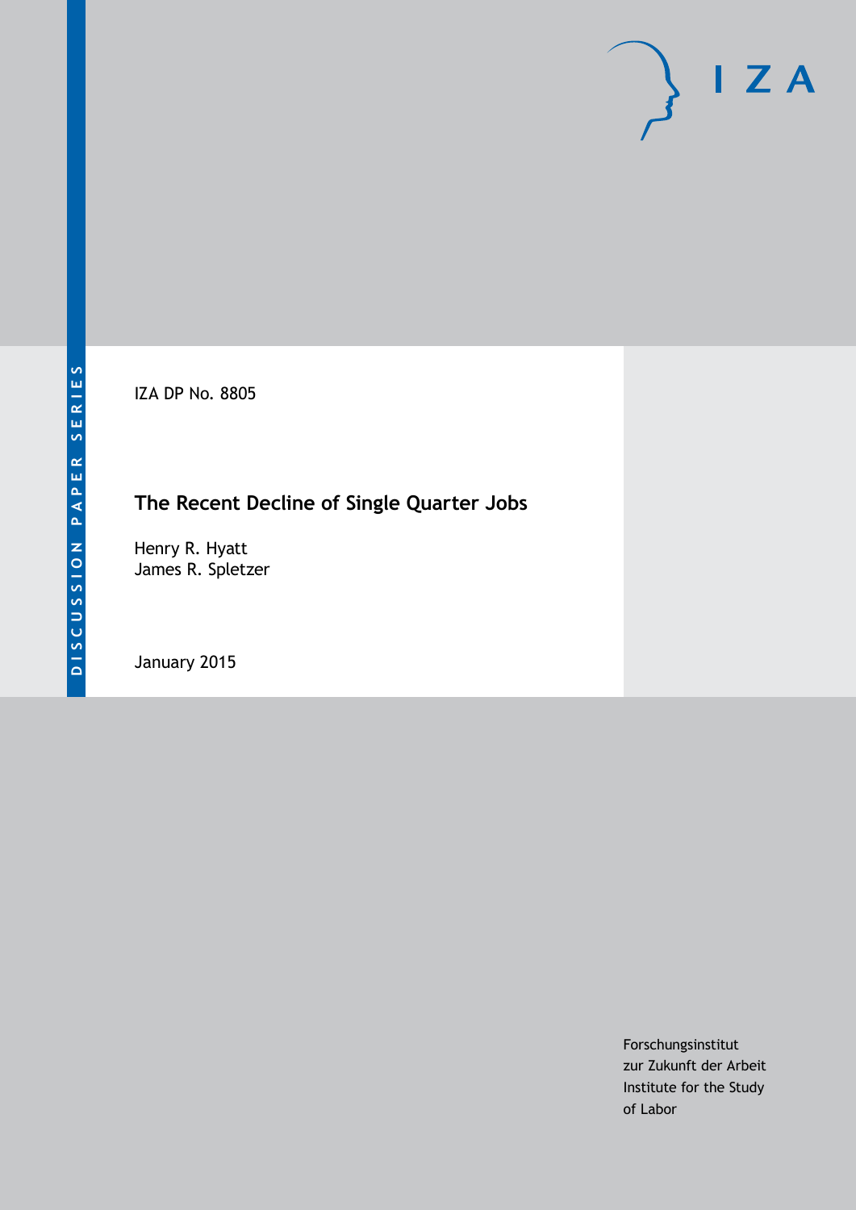IZA DP No. 8805

# The Recent Decline of Single Quarter Jobs

Henry R. Hyatt
James R. Spletzer

January 2015

Forschungsinstitut
zur Zukunft der Arbeit
Institute for the Study
of Labor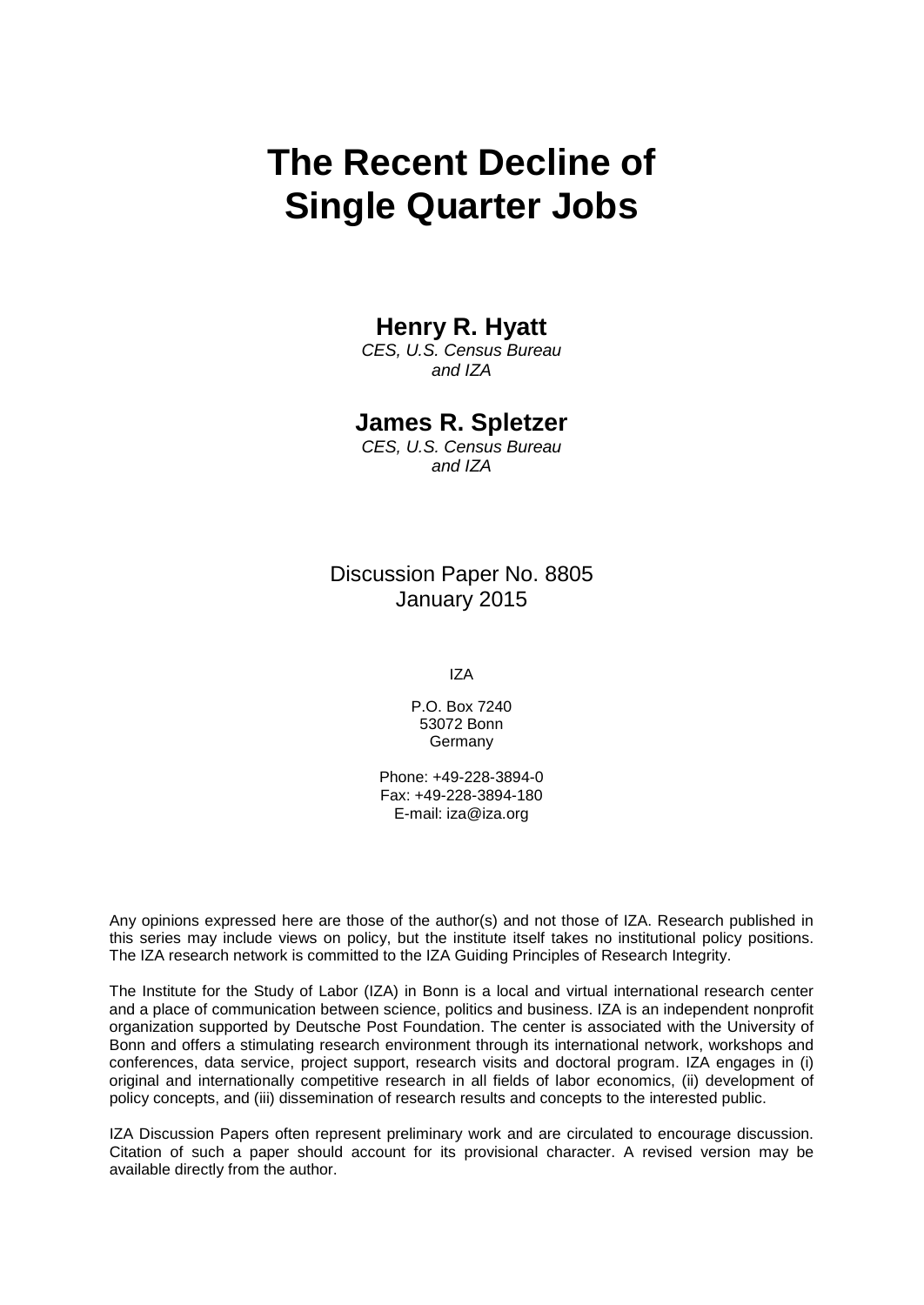# The Recent Decline of Single Quarter Jobs

**Henry R. Hyatt**

*CES, U.S. Census Bureau and IZA*

**James R. Spletzer**

*CES, U.S. Census Bureau and IZA*

Discussion Paper No. 8805
January 2015

IZA

P.O. Box 7240
53072 Bonn
Germany

Phone: +49-228-3894-0
Fax: +49-228-3894-180
E-mail: iza@iza.org

Any opinions expressed here are those of the author(s) and not those of IZA. Research published in this series may include views on policy, but the institute itself takes no institutional policy positions. The IZA research network is committed to the IZA Guiding Principles of Research Integrity.

The Institute for the Study of Labor (IZA) in Bonn is a local and virtual international research center and a place of communication between science, politics and business. IZA is an independent nonprofit organization supported by Deutsche Post Foundation. The center is associated with the University of Bonn and offers a stimulating research environment through its international network, workshops and conferences, data service, project support, research visits and doctoral program. IZA engages in (i) original and internationally competitive research in all fields of labor economics, (ii) development of policy concepts, and (iii) dissemination of research results and concepts to the interested public.

IZA Discussion Papers often represent preliminary work and are circulated to encourage discussion. Citation of such a paper should account for its provisional character. A revised version may be available directly from the author.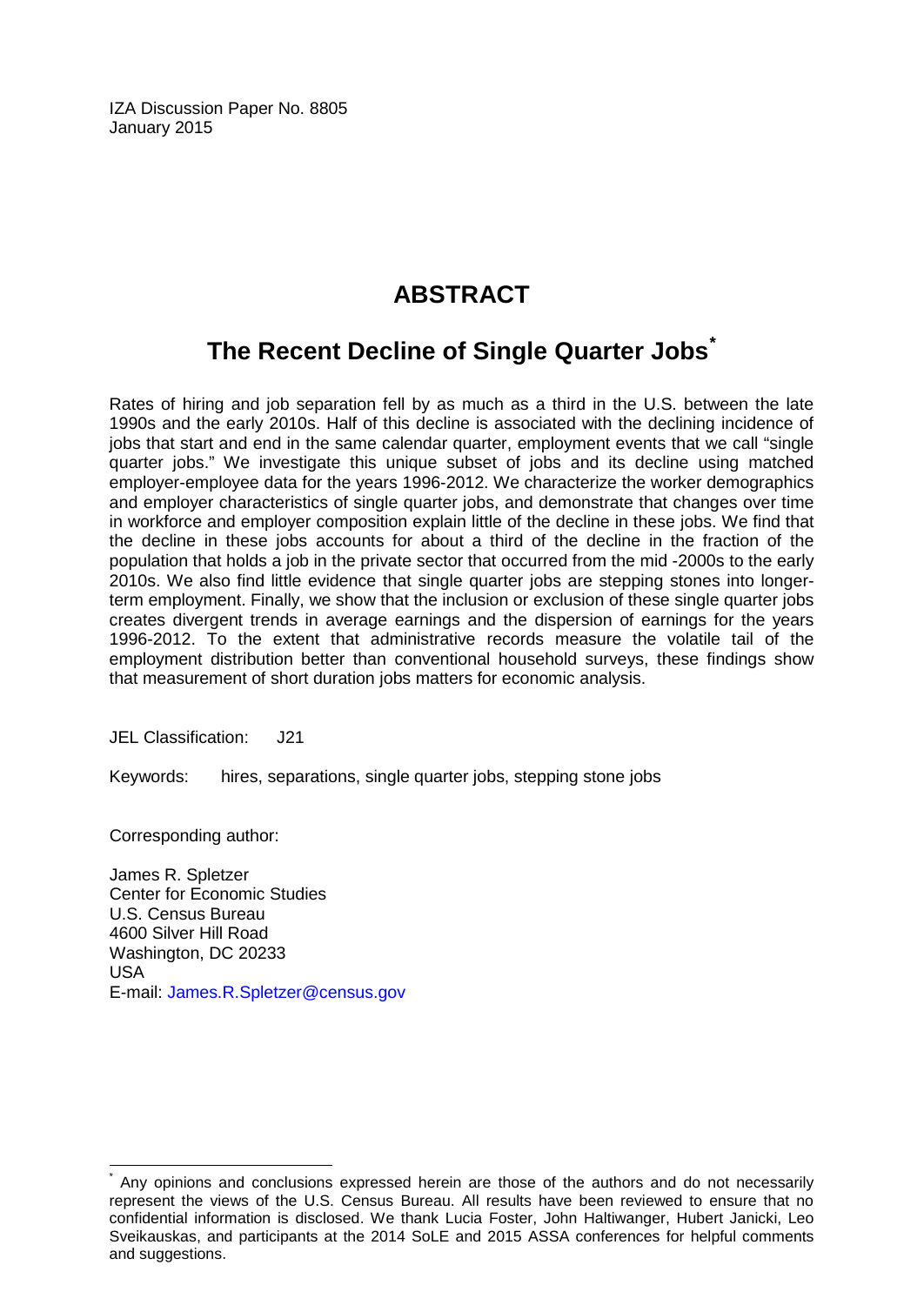IZA Discussion Paper No. 8805
January 2015

# ABSTRACT

## The Recent Decline of Single Quarter Jobs[*]

Rates of hiring and job separation fell by as much as a third in the U.S. between the late 1990s and the early 2010s. Half of this decline is associated with the declining incidence of jobs that start and end in the same calendar quarter, employment events that we call "single quarter jobs." We investigate this unique subset of jobs and its decline using matched employer-employee data for the years 1996-2012. We characterize the worker demographics and employer characteristics of single quarter jobs, and demonstrate that changes over time in workforce and employer composition explain little of the decline in these jobs. We find that the decline in these jobs accounts for about a third of the decline in the fraction of the population that holds a job in the private sector that occurred from the mid -2000s to the early 2010s. We also find little evidence that single quarter jobs are stepping stones into longer-term employment. Finally, we show that the inclusion or exclusion of these single quarter jobs creates divergent trends in average earnings and the dispersion of earnings for the years 1996-2012. To the extent that administrative records measure the volatile tail of the employment distribution better than conventional household surveys, these findings show that measurement of short duration jobs matters for economic analysis.

JEL Classification: J21

Keywords: hires, separations, single quarter jobs, stepping stone jobs

Corresponding author:

James R. Spletzer
Center for Economic Studies
U.S. Census Bureau
4600 Silver Hill Road
Washington, DC 20233
USA
E-mail: James.R.Spletzer@census.gov

[*] Any opinions and conclusions expressed herein are those of the authors and do not necessarily represent the views of the U.S. Census Bureau. All results have been reviewed to ensure that no confidential information is disclosed. We thank Lucia Foster, John Haltiwanger, Hubert Janicki, Leo Sveikauskas, and participants at the 2014 SoLE and 2015 ASSA conferences for helpful comments and suggestions.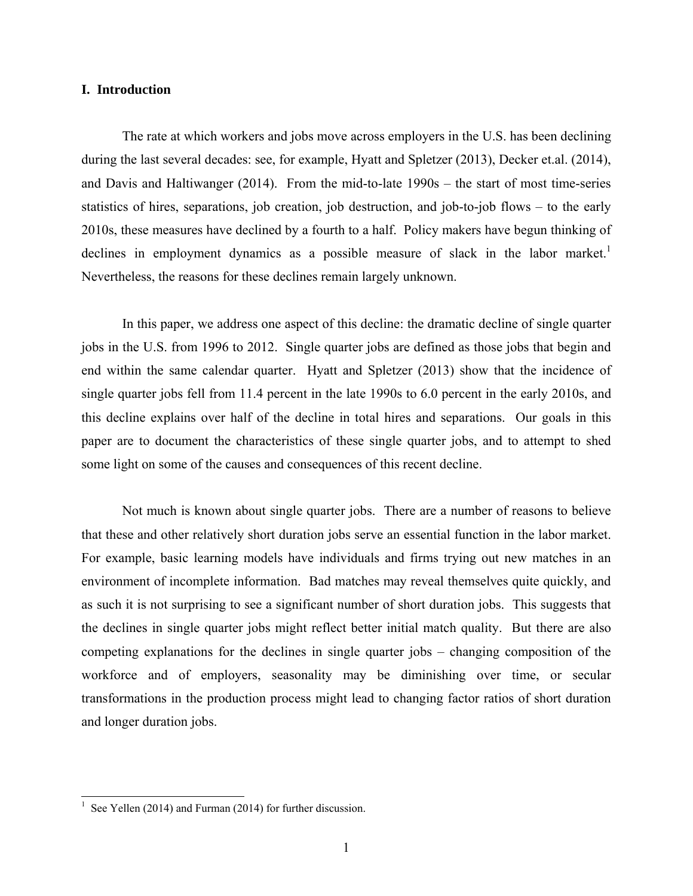## I. Introduction

The rate at which workers and jobs move across employers in the U.S. has been declining during the last several decades: see, for example, Hyatt and Spletzer (2013), Decker et.al. (2014), and Davis and Haltiwanger (2014). From the mid-to-late 1990s – the start of most time-series statistics of hires, separations, job creation, job destruction, and job-to-job flows – to the early 2010s, these measures have declined by a fourth to a half. Policy makers have begun thinking of declines in employment dynamics as a possible measure of slack in the labor market.[1] Nevertheless, the reasons for these declines remain largely unknown.

In this paper, we address one aspect of this decline: the dramatic decline of single quarter jobs in the U.S. from 1996 to 2012. Single quarter jobs are defined as those jobs that begin and end within the same calendar quarter. Hyatt and Spletzer (2013) show that the incidence of single quarter jobs fell from 11.4 percent in the late 1990s to 6.0 percent in the early 2010s, and this decline explains over half of the decline in total hires and separations. Our goals in this paper are to document the characteristics of these single quarter jobs, and to attempt to shed some light on some of the causes and consequences of this recent decline.

Not much is known about single quarter jobs. There are a number of reasons to believe that these and other relatively short duration jobs serve an essential function in the labor market. For example, basic learning models have individuals and firms trying out new matches in an environment of incomplete information. Bad matches may reveal themselves quite quickly, and as such it is not surprising to see a significant number of short duration jobs. This suggests that the declines in single quarter jobs might reflect better initial match quality. But there are also competing explanations for the declines in single quarter jobs – changing composition of the workforce and of employers, seasonality may be diminishing over time, or secular transformations in the production process might lead to changing factor ratios of short duration and longer duration jobs.

[1] See Yellen (2014) and Furman (2014) for further discussion.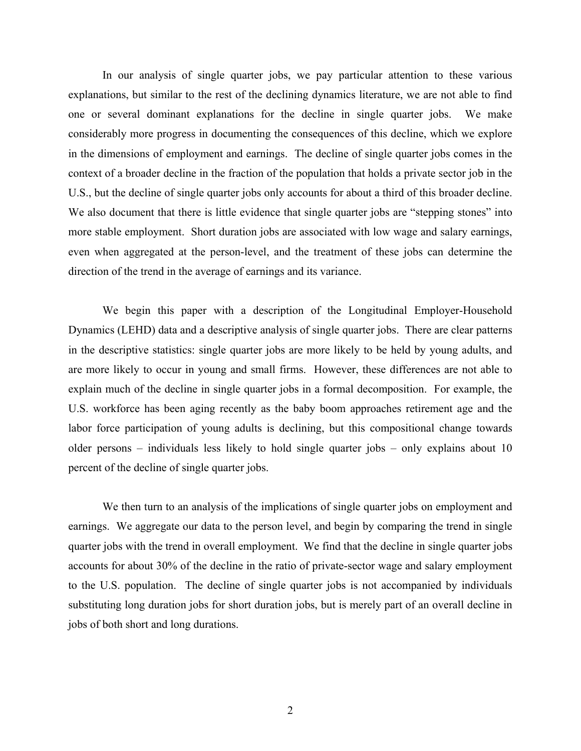In our analysis of single quarter jobs, we pay particular attention to these various explanations, but similar to the rest of the declining dynamics literature, we are not able to find one or several dominant explanations for the decline in single quarter jobs. We make considerably more progress in documenting the consequences of this decline, which we explore in the dimensions of employment and earnings. The decline of single quarter jobs comes in the context of a broader decline in the fraction of the population that holds a private sector job in the U.S., but the decline of single quarter jobs only accounts for about a third of this broader decline. We also document that there is little evidence that single quarter jobs are "stepping stones" into more stable employment. Short duration jobs are associated with low wage and salary earnings, even when aggregated at the person-level, and the treatment of these jobs can determine the direction of the trend in the average of earnings and its variance.

We begin this paper with a description of the Longitudinal Employer-Household Dynamics (LEHD) data and a descriptive analysis of single quarter jobs. There are clear patterns in the descriptive statistics: single quarter jobs are more likely to be held by young adults, and are more likely to occur in young and small firms. However, these differences are not able to explain much of the decline in single quarter jobs in a formal decomposition. For example, the U.S. workforce has been aging recently as the baby boom approaches retirement age and the labor force participation of young adults is declining, but this compositional change towards older persons – individuals less likely to hold single quarter jobs – only explains about 10 percent of the decline of single quarter jobs.

We then turn to an analysis of the implications of single quarter jobs on employment and earnings. We aggregate our data to the person level, and begin by comparing the trend in single quarter jobs with the trend in overall employment. We find that the decline in single quarter jobs accounts for about 30% of the decline in the ratio of private-sector wage and salary employment to the U.S. population. The decline of single quarter jobs is not accompanied by individuals substituting long duration jobs for short duration jobs, but is merely part of an overall decline in jobs of both short and long durations.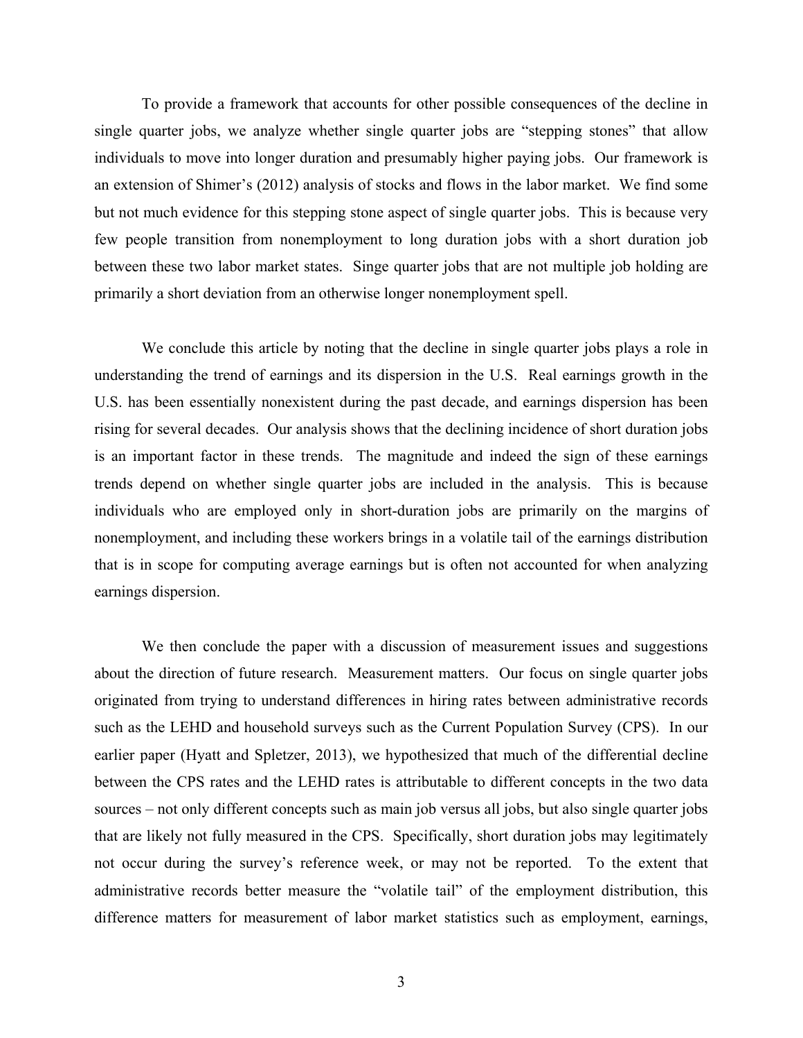To provide a framework that accounts for other possible consequences of the decline in single quarter jobs, we analyze whether single quarter jobs are "stepping stones" that allow individuals to move into longer duration and presumably higher paying jobs. Our framework is an extension of Shimer's (2012) analysis of stocks and flows in the labor market. We find some but not much evidence for this stepping stone aspect of single quarter jobs. This is because very few people transition from nonemployment to long duration jobs with a short duration job between these two labor market states. Singe quarter jobs that are not multiple job holding are primarily a short deviation from an otherwise longer nonemployment spell.

We conclude this article by noting that the decline in single quarter jobs plays a role in understanding the trend of earnings and its dispersion in the U.S. Real earnings growth in the U.S. has been essentially nonexistent during the past decade, and earnings dispersion has been rising for several decades. Our analysis shows that the declining incidence of short duration jobs is an important factor in these trends. The magnitude and indeed the sign of these earnings trends depend on whether single quarter jobs are included in the analysis. This is because individuals who are employed only in short-duration jobs are primarily on the margins of nonemployment, and including these workers brings in a volatile tail of the earnings distribution that is in scope for computing average earnings but is often not accounted for when analyzing earnings dispersion.

We then conclude the paper with a discussion of measurement issues and suggestions about the direction of future research. Measurement matters. Our focus on single quarter jobs originated from trying to understand differences in hiring rates between administrative records such as the LEHD and household surveys such as the Current Population Survey (CPS). In our earlier paper (Hyatt and Spletzer, 2013), we hypothesized that much of the differential decline between the CPS rates and the LEHD rates is attributable to different concepts in the two data sources – not only different concepts such as main job versus all jobs, but also single quarter jobs that are likely not fully measured in the CPS. Specifically, short duration jobs may legitimately not occur during the survey's reference week, or may not be reported. To the extent that administrative records better measure the "volatile tail" of the employment distribution, this difference matters for measurement of labor market statistics such as employment, earnings,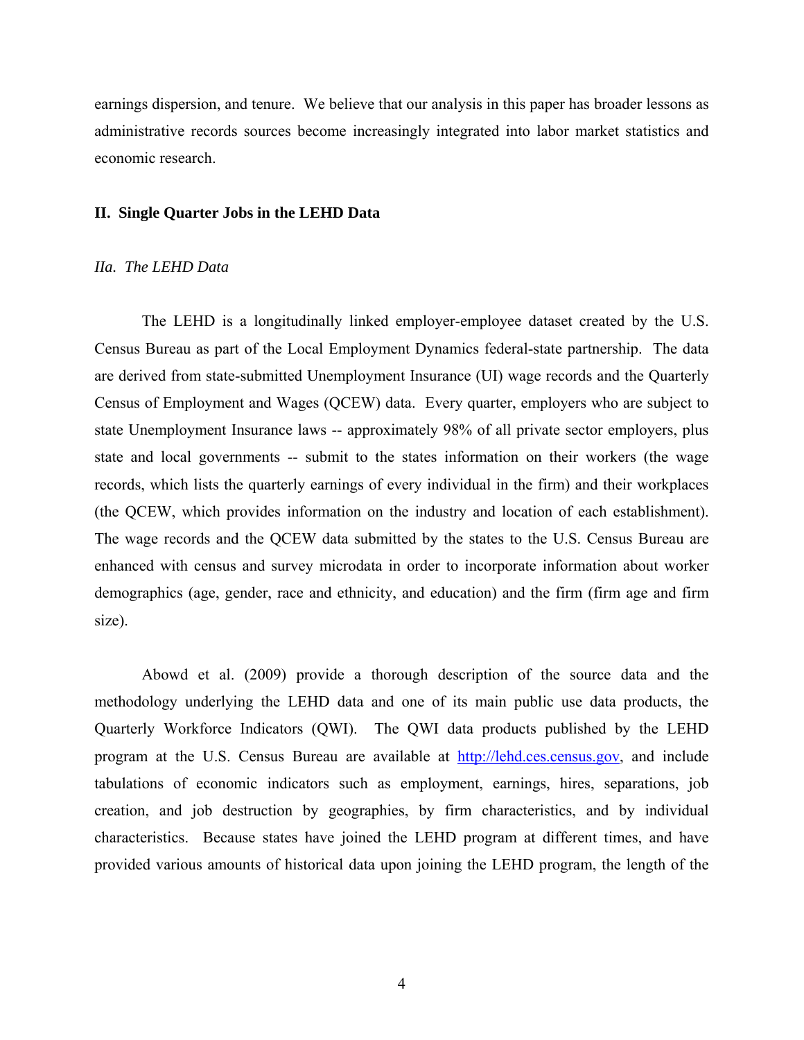earnings dispersion, and tenure. We believe that our analysis in this paper has broader lessons as administrative records sources become increasingly integrated into labor market statistics and economic research.

## II. Single Quarter Jobs in the LEHD Data

### *IIa. The LEHD Data*

The LEHD is a longitudinally linked employer-employee dataset created by the U.S. Census Bureau as part of the Local Employment Dynamics federal-state partnership. The data are derived from state-submitted Unemployment Insurance (UI) wage records and the Quarterly Census of Employment and Wages (QCEW) data. Every quarter, employers who are subject to state Unemployment Insurance laws -- approximately 98% of all private sector employers, plus state and local governments -- submit to the states information on their workers (the wage records, which lists the quarterly earnings of every individual in the firm) and their workplaces (the QCEW, which provides information on the industry and location of each establishment). The wage records and the QCEW data submitted by the states to the U.S. Census Bureau are enhanced with census and survey microdata in order to incorporate information about worker demographics (age, gender, race and ethnicity, and education) and the firm (firm age and firm size).

Abowd et al. (2009) provide a thorough description of the source data and the methodology underlying the LEHD data and one of its main public use data products, the Quarterly Workforce Indicators (QWI). The QWI data products published by the LEHD program at the U.S. Census Bureau are available at http://lehd.ces.census.gov, and include tabulations of economic indicators such as employment, earnings, hires, separations, job creation, and job destruction by geographies, by firm characteristics, and by individual characteristics. Because states have joined the LEHD program at different times, and have provided various amounts of historical data upon joining the LEHD program, the length of the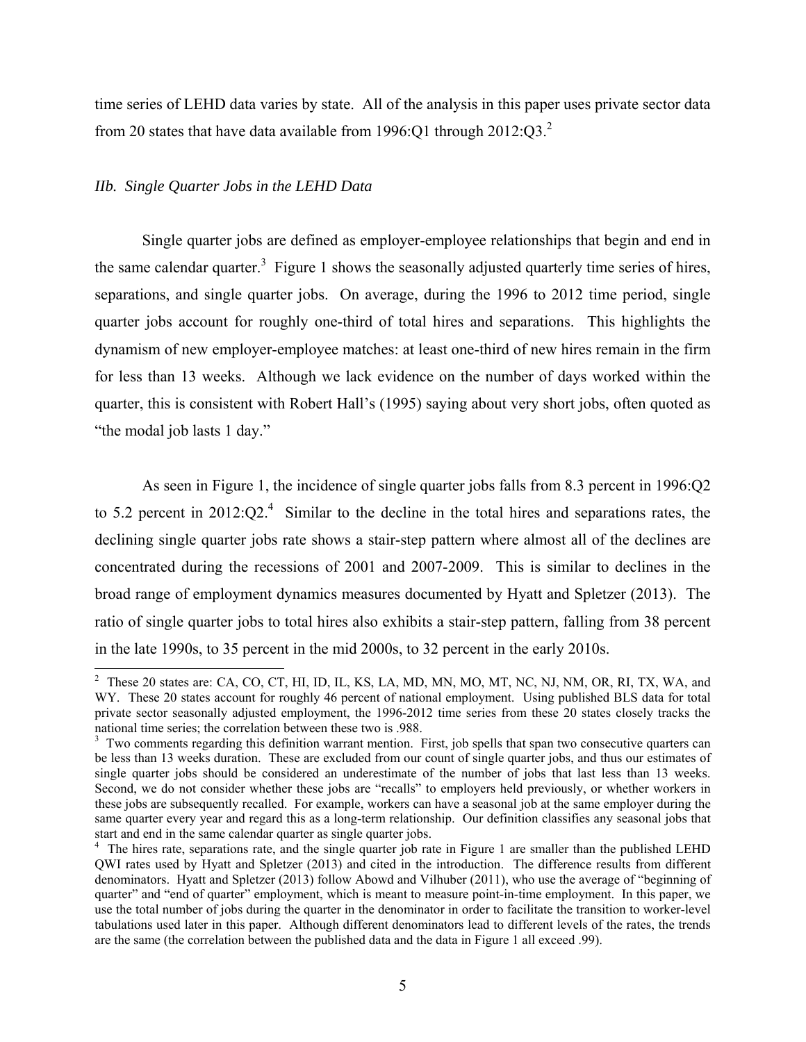time series of LEHD data varies by state. All of the analysis in this paper uses private sector data from 20 states that have data available from 1996:Q1 through 2012:Q3.[2]

### *IIb. Single Quarter Jobs in the LEHD Data*

Single quarter jobs are defined as employer-employee relationships that begin and end in the same calendar quarter.[3] Figure 1 shows the seasonally adjusted quarterly time series of hires, separations, and single quarter jobs. On average, during the 1996 to 2012 time period, single quarter jobs account for roughly one-third of total hires and separations. This highlights the dynamism of new employer-employee matches: at least one-third of new hires remain in the firm for less than 13 weeks. Although we lack evidence on the number of days worked within the quarter, this is consistent with Robert Hall's (1995) saying about very short jobs, often quoted as "the modal job lasts 1 day."

As seen in Figure 1, the incidence of single quarter jobs falls from 8.3 percent in 1996:Q2 to 5.2 percent in 2012:Q2.[4] Similar to the decline in the total hires and separations rates, the declining single quarter jobs rate shows a stair-step pattern where almost all of the declines are concentrated during the recessions of 2001 and 2007-2009. This is similar to declines in the broad range of employment dynamics measures documented by Hyatt and Spletzer (2013). The ratio of single quarter jobs to total hires also exhibits a stair-step pattern, falling from 38 percent in the late 1990s, to 35 percent in the mid 2000s, to 32 percent in the early 2010s.

---

[2] These 20 states are: CA, CO, CT, HI, ID, IL, KS, LA, MD, MN, MO, MT, NC, NJ, NM, OR, RI, TX, WA, and WY. These 20 states account for roughly 46 percent of national employment. Using published BLS data for total private sector seasonally adjusted employment, the 1996-2012 time series from these 20 states closely tracks the national time series; the correlation between these two is .988.

[3] Two comments regarding this definition warrant mention. First, job spells that span two consecutive quarters can be less than 13 weeks duration. These are excluded from our count of single quarter jobs, and thus our estimates of single quarter jobs should be considered an underestimate of the number of jobs that last less than 13 weeks. Second, we do not consider whether these jobs are "recalls" to employers held previously, or whether workers in these jobs are subsequently recalled. For example, workers can have a seasonal job at the same employer during the same quarter every year and regard this as a long-term relationship. Our definition classifies any seasonal jobs that start and end in the same calendar quarter as single quarter jobs.

[4] The hires rate, separations rate, and the single quarter job rate in Figure 1 are smaller than the published LEHD QWI rates used by Hyatt and Spletzer (2013) and cited in the introduction. The difference results from different denominators. Hyatt and Spletzer (2013) follow Abowd and Vilhuber (2011), who use the average of "beginning of quarter" and "end of quarter" employment, which is meant to measure point-in-time employment. In this paper, we use the total number of jobs during the quarter in the denominator in order to facilitate the transition to worker-level tabulations used later in this paper. Although different denominators lead to different levels of the rates, the trends are the same (the correlation between the published data and the data in Figure 1 all exceed .99).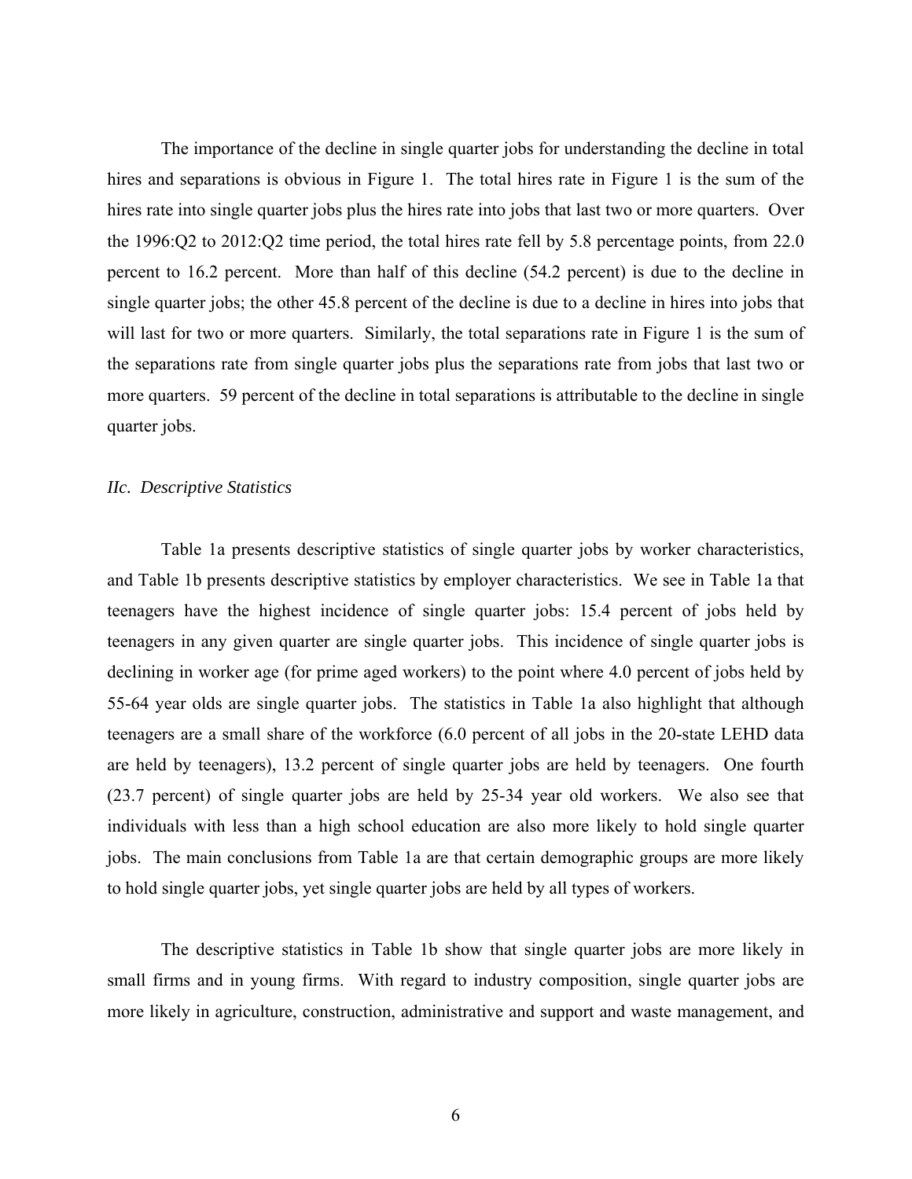The importance of the decline in single quarter jobs for understanding the decline in total hires and separations is obvious in Figure 1. The total hires rate in Figure 1 is the sum of the hires rate into single quarter jobs plus the hires rate into jobs that last two or more quarters. Over the 1996:Q2 to 2012:Q2 time period, the total hires rate fell by 5.8 percentage points, from 22.0 percent to 16.2 percent. More than half of this decline (54.2 percent) is due to the decline in single quarter jobs; the other 45.8 percent of the decline is due to a decline in hires into jobs that will last for two or more quarters. Similarly, the total separations rate in Figure 1 is the sum of the separations rate from single quarter jobs plus the separations rate from jobs that last two or more quarters. 59 percent of the decline in total separations is attributable to the decline in single quarter jobs.

### *IIc. Descriptive Statistics*

Table 1a presents descriptive statistics of single quarter jobs by worker characteristics, and Table 1b presents descriptive statistics by employer characteristics. We see in Table 1a that teenagers have the highest incidence of single quarter jobs: 15.4 percent of jobs held by teenagers in any given quarter are single quarter jobs. This incidence of single quarter jobs is declining in worker age (for prime aged workers) to the point where 4.0 percent of jobs held by 55-64 year olds are single quarter jobs. The statistics in Table 1a also highlight that although teenagers are a small share of the workforce (6.0 percent of all jobs in the 20-state LEHD data are held by teenagers), 13.2 percent of single quarter jobs are held by teenagers. One fourth (23.7 percent) of single quarter jobs are held by 25-34 year old workers. We also see that individuals with less than a high school education are also more likely to hold single quarter jobs. The main conclusions from Table 1a are that certain demographic groups are more likely to hold single quarter jobs, yet single quarter jobs are held by all types of workers.

The descriptive statistics in Table 1b show that single quarter jobs are more likely in small firms and in young firms. With regard to industry composition, single quarter jobs are more likely in agriculture, construction, administrative and support and waste management, and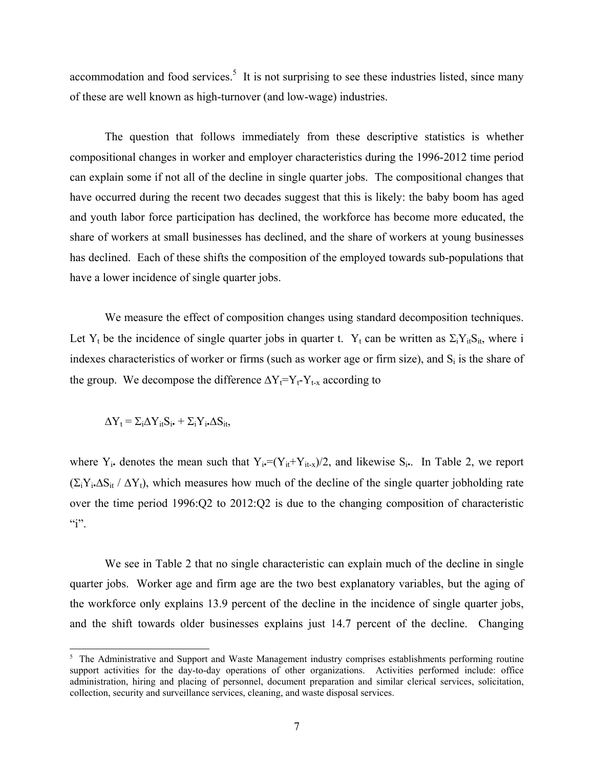accommodation and food services.[5] It is not surprising to see these industries listed, since many of these are well known as high-turnover (and low-wage) industries.

The question that follows immediately from these descriptive statistics is whether compositional changes in worker and employer characteristics during the 1996-2012 time period can explain some if not all of the decline in single quarter jobs. The compositional changes that have occurred during the recent two decades suggest that this is likely: the baby boom has aged and youth labor force participation has declined, the workforce has become more educated, the share of workers at small businesses has declined, and the share of workers at young businesses has declined. Each of these shifts the composition of the employed towards sub-populations that have a lower incidence of single quarter jobs.

We measure the effect of composition changes using standard decomposition techniques. Let $Y_t$ be the incidence of single quarter jobs in quarter t. $Y_t$ can be written as $\Sigma_i Y_{it} S_{it}$, where i indexes characteristics of worker or firms (such as worker age or firm size), and $S_i$ is the share of the group. We decompose the difference $\Delta Y_t = Y_t - Y_{t-x}$ according to

$$\Delta Y_t = \Sigma_i \Delta Y_{it} S_{i\bullet} + \Sigma_i Y_{i\bullet} \Delta S_{it},$$

where $Y_{i\bullet}$ denotes the mean such that $Y_{i\bullet} = (Y_{it} + Y_{it-x})/2$, and likewise $S_{i\bullet}$. In Table 2, we report $(\Sigma_i Y_{i\bullet} \Delta S_{it} / \Delta Y_t)$, which measures how much of the decline of the single quarter jobholding rate over the time period 1996:Q2 to 2012:Q2 is due to the changing composition of characteristic "i".

We see in Table 2 that no single characteristic can explain much of the decline in single quarter jobs. Worker age and firm age are the two best explanatory variables, but the aging of the workforce only explains 13.9 percent of the decline in the incidence of single quarter jobs, and the shift towards older businesses explains just 14.7 percent of the decline. Changing

[5] The Administrative and Support and Waste Management industry comprises establishments performing routine support activities for the day-to-day operations of other organizations. Activities performed include: office administration, hiring and placing of personnel, document preparation and similar clerical services, solicitation, collection, security and surveillance services, cleaning, and waste disposal services.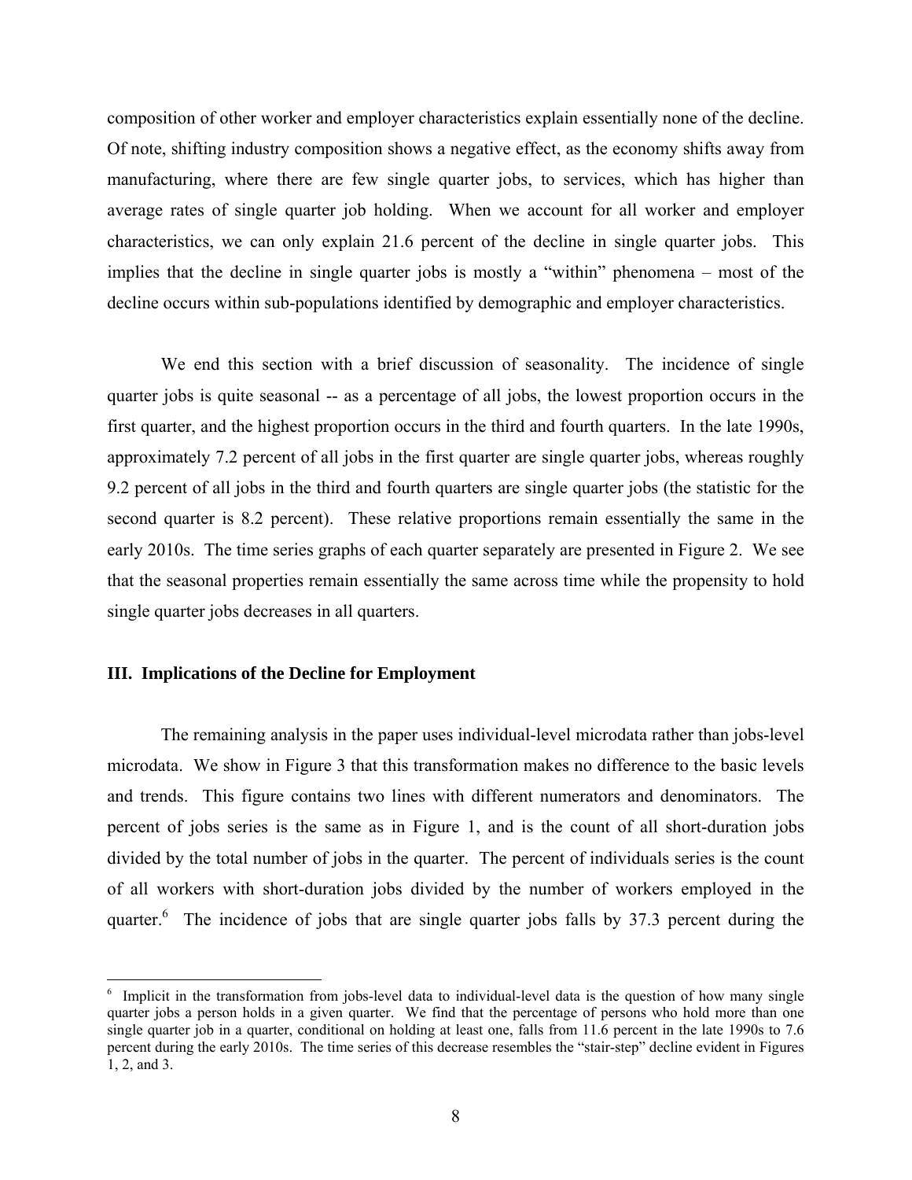composition of other worker and employer characteristics explain essentially none of the decline. Of note, shifting industry composition shows a negative effect, as the economy shifts away from manufacturing, where there are few single quarter jobs, to services, which has higher than average rates of single quarter job holding. When we account for all worker and employer characteristics, we can only explain 21.6 percent of the decline in single quarter jobs. This implies that the decline in single quarter jobs is mostly a "within" phenomena – most of the decline occurs within sub-populations identified by demographic and employer characteristics.

We end this section with a brief discussion of seasonality. The incidence of single quarter jobs is quite seasonal -- as a percentage of all jobs, the lowest proportion occurs in the first quarter, and the highest proportion occurs in the third and fourth quarters. In the late 1990s, approximately 7.2 percent of all jobs in the first quarter are single quarter jobs, whereas roughly 9.2 percent of all jobs in the third and fourth quarters are single quarter jobs (the statistic for the second quarter is 8.2 percent). These relative proportions remain essentially the same in the early 2010s. The time series graphs of each quarter separately are presented in Figure 2. We see that the seasonal properties remain essentially the same across time while the propensity to hold single quarter jobs decreases in all quarters.

## III. Implications of the Decline for Employment

The remaining analysis in the paper uses individual-level microdata rather than jobs-level microdata. We show in Figure 3 that this transformation makes no difference to the basic levels and trends. This figure contains two lines with different numerators and denominators. The percent of jobs series is the same as in Figure 1, and is the count of all short-duration jobs divided by the total number of jobs in the quarter. The percent of individuals series is the count of all workers with short-duration jobs divided by the number of workers employed in the quarter.[6] The incidence of jobs that are single quarter jobs falls by 37.3 percent during the

[6] Implicit in the transformation from jobs-level data to individual-level data is the question of how many single quarter jobs a person holds in a given quarter. We find that the percentage of persons who hold more than one single quarter job in a quarter, conditional on holding at least one, falls from 11.6 percent in the late 1990s to 7.6 percent during the early 2010s. The time series of this decrease resembles the "stair-step" decline evident in Figures 1, 2, and 3.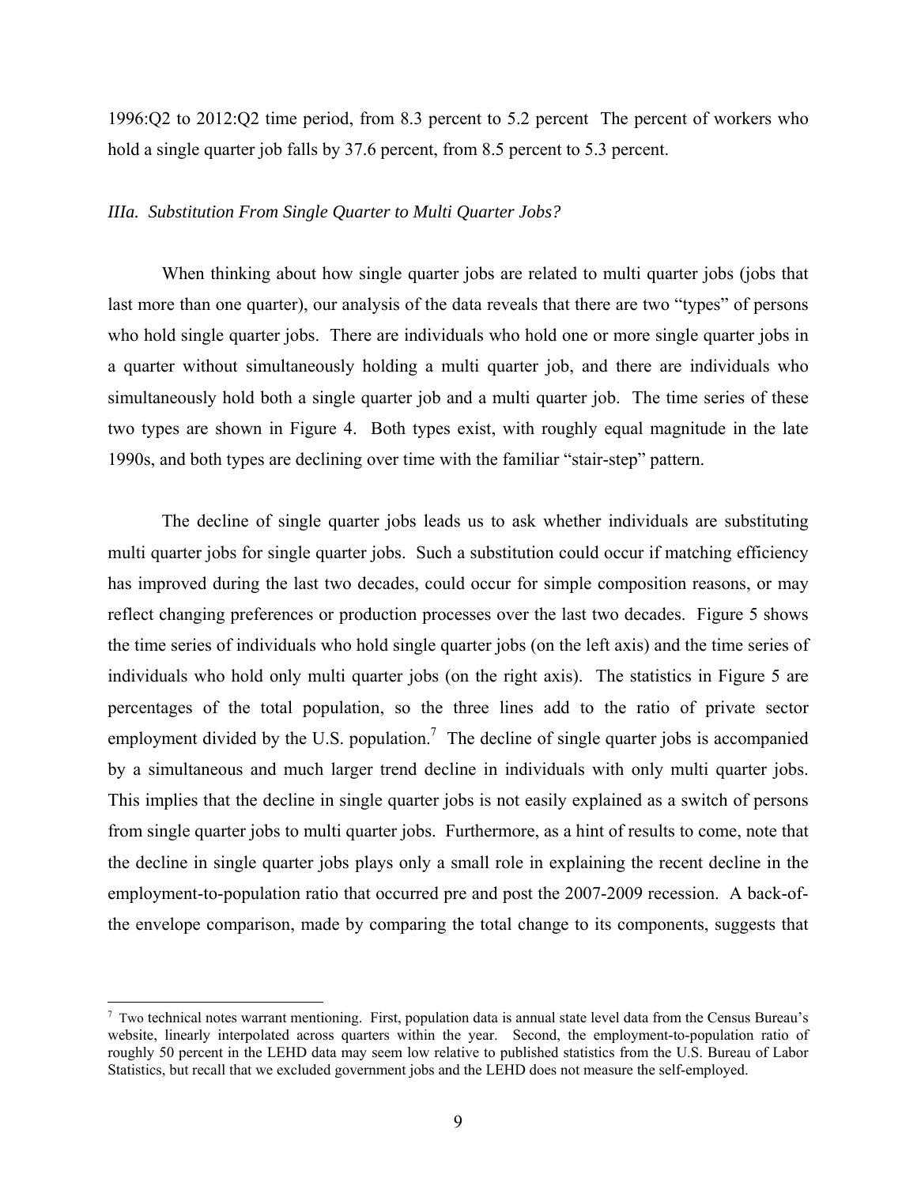1996:Q2 to 2012:Q2 time period, from 8.3 percent to 5.2 percent The percent of workers who hold a single quarter job falls by 37.6 percent, from 8.5 percent to 5.3 percent.

### *IIIa. Substitution From Single Quarter to Multi Quarter Jobs?*

When thinking about how single quarter jobs are related to multi quarter jobs (jobs that last more than one quarter), our analysis of the data reveals that there are two "types" of persons who hold single quarter jobs. There are individuals who hold one or more single quarter jobs in a quarter without simultaneously holding a multi quarter job, and there are individuals who simultaneously hold both a single quarter job and a multi quarter job. The time series of these two types are shown in Figure 4. Both types exist, with roughly equal magnitude in the late 1990s, and both types are declining over time with the familiar "stair-step" pattern.

The decline of single quarter jobs leads us to ask whether individuals are substituting multi quarter jobs for single quarter jobs. Such a substitution could occur if matching efficiency has improved during the last two decades, could occur for simple composition reasons, or may reflect changing preferences or production processes over the last two decades. Figure 5 shows the time series of individuals who hold single quarter jobs (on the left axis) and the time series of individuals who hold only multi quarter jobs (on the right axis). The statistics in Figure 5 are percentages of the total population, so the three lines add to the ratio of private sector employment divided by the U.S. population.[7] The decline of single quarter jobs is accompanied by a simultaneous and much larger trend decline in individuals with only multi quarter jobs. This implies that the decline in single quarter jobs is not easily explained as a switch of persons from single quarter jobs to multi quarter jobs. Furthermore, as a hint of results to come, note that the decline in single quarter jobs plays only a small role in explaining the recent decline in the employment-to-population ratio that occurred pre and post the 2007-2009 recession. A back-of-the envelope comparison, made by comparing the total change to its components, suggests that

[7] Two technical notes warrant mentioning. First, population data is annual state level data from the Census Bureau's website, linearly interpolated across quarters within the year. Second, the employment-to-population ratio of roughly 50 percent in the LEHD data may seem low relative to published statistics from the U.S. Bureau of Labor Statistics, but recall that we excluded government jobs and the LEHD does not measure the self-employed.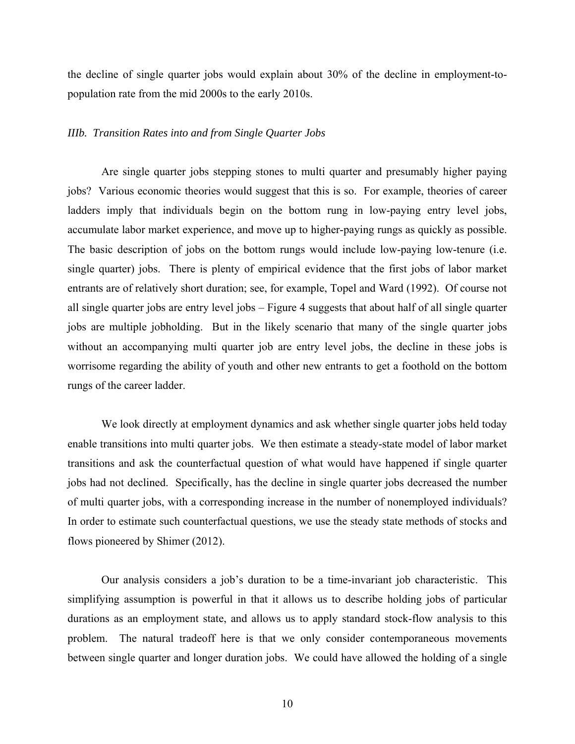the decline of single quarter jobs would explain about 30% of the decline in employment-to-population rate from the mid 2000s to the early 2010s.

### *IIIb. Transition Rates into and from Single Quarter Jobs*

Are single quarter jobs stepping stones to multi quarter and presumably higher paying jobs? Various economic theories would suggest that this is so. For example, theories of career ladders imply that individuals begin on the bottom rung in low-paying entry level jobs, accumulate labor market experience, and move up to higher-paying rungs as quickly as possible. The basic description of jobs on the bottom rungs would include low-paying low-tenure (i.e. single quarter) jobs. There is plenty of empirical evidence that the first jobs of labor market entrants are of relatively short duration; see, for example, Topel and Ward (1992). Of course not all single quarter jobs are entry level jobs – Figure 4 suggests that about half of all single quarter jobs are multiple jobholding. But in the likely scenario that many of the single quarter jobs without an accompanying multi quarter job are entry level jobs, the decline in these jobs is worrisome regarding the ability of youth and other new entrants to get a foothold on the bottom rungs of the career ladder.

We look directly at employment dynamics and ask whether single quarter jobs held today enable transitions into multi quarter jobs. We then estimate a steady-state model of labor market transitions and ask the counterfactual question of what would have happened if single quarter jobs had not declined. Specifically, has the decline in single quarter jobs decreased the number of multi quarter jobs, with a corresponding increase in the number of nonemployed individuals? In order to estimate such counterfactual questions, we use the steady state methods of stocks and flows pioneered by Shimer (2012).

Our analysis considers a job's duration to be a time-invariant job characteristic. This simplifying assumption is powerful in that it allows us to describe holding jobs of particular durations as an employment state, and allows us to apply standard stock-flow analysis to this problem. The natural tradeoff here is that we only consider contemporaneous movements between single quarter and longer duration jobs. We could have allowed the holding of a single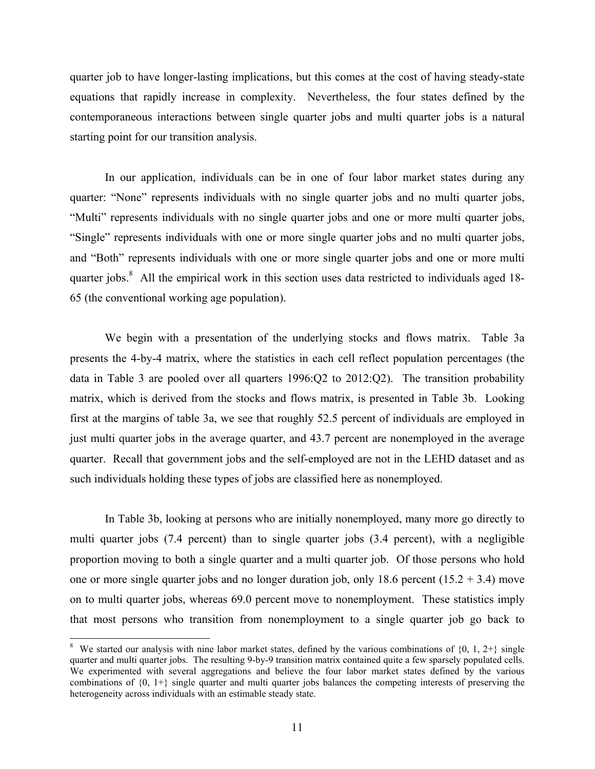quarter job to have longer-lasting implications, but this comes at the cost of having steady-state equations that rapidly increase in complexity. Nevertheless, the four states defined by the contemporaneous interactions between single quarter jobs and multi quarter jobs is a natural starting point for our transition analysis.

In our application, individuals can be in one of four labor market states during any quarter: "None" represents individuals with no single quarter jobs and no multi quarter jobs, "Multi" represents individuals with no single quarter jobs and one or more multi quarter jobs, "Single" represents individuals with one or more single quarter jobs and no multi quarter jobs, and "Both" represents individuals with one or more single quarter jobs and one or more multi quarter jobs.[8] All the empirical work in this section uses data restricted to individuals aged 18-65 (the conventional working age population).

We begin with a presentation of the underlying stocks and flows matrix. Table 3a presents the 4-by-4 matrix, where the statistics in each cell reflect population percentages (the data in Table 3 are pooled over all quarters 1996:Q2 to 2012:Q2). The transition probability matrix, which is derived from the stocks and flows matrix, is presented in Table 3b. Looking first at the margins of table 3a, we see that roughly 52.5 percent of individuals are employed in just multi quarter jobs in the average quarter, and 43.7 percent are nonemployed in the average quarter. Recall that government jobs and the self-employed are not in the LEHD dataset and as such individuals holding these types of jobs are classified here as nonemployed.

In Table 3b, looking at persons who are initially nonemployed, many more go directly to multi quarter jobs (7.4 percent) than to single quarter jobs (3.4 percent), with a negligible proportion moving to both a single quarter and a multi quarter job. Of those persons who hold one or more single quarter jobs and no longer duration job, only 18.6 percent (15.2 + 3.4) move on to multi quarter jobs, whereas 69.0 percent move to nonemployment. These statistics imply that most persons who transition from nonemployment to a single quarter job go back to

[8] We started our analysis with nine labor market states, defined by the various combinations of {0, 1, 2+} single quarter and multi quarter jobs. The resulting 9-by-9 transition matrix contained quite a few sparsely populated cells. We experimented with several aggregations and believe the four labor market states defined by the various combinations of {0, 1+} single quarter and multi quarter jobs balances the competing interests of preserving the heterogeneity across individuals with an estimable steady state.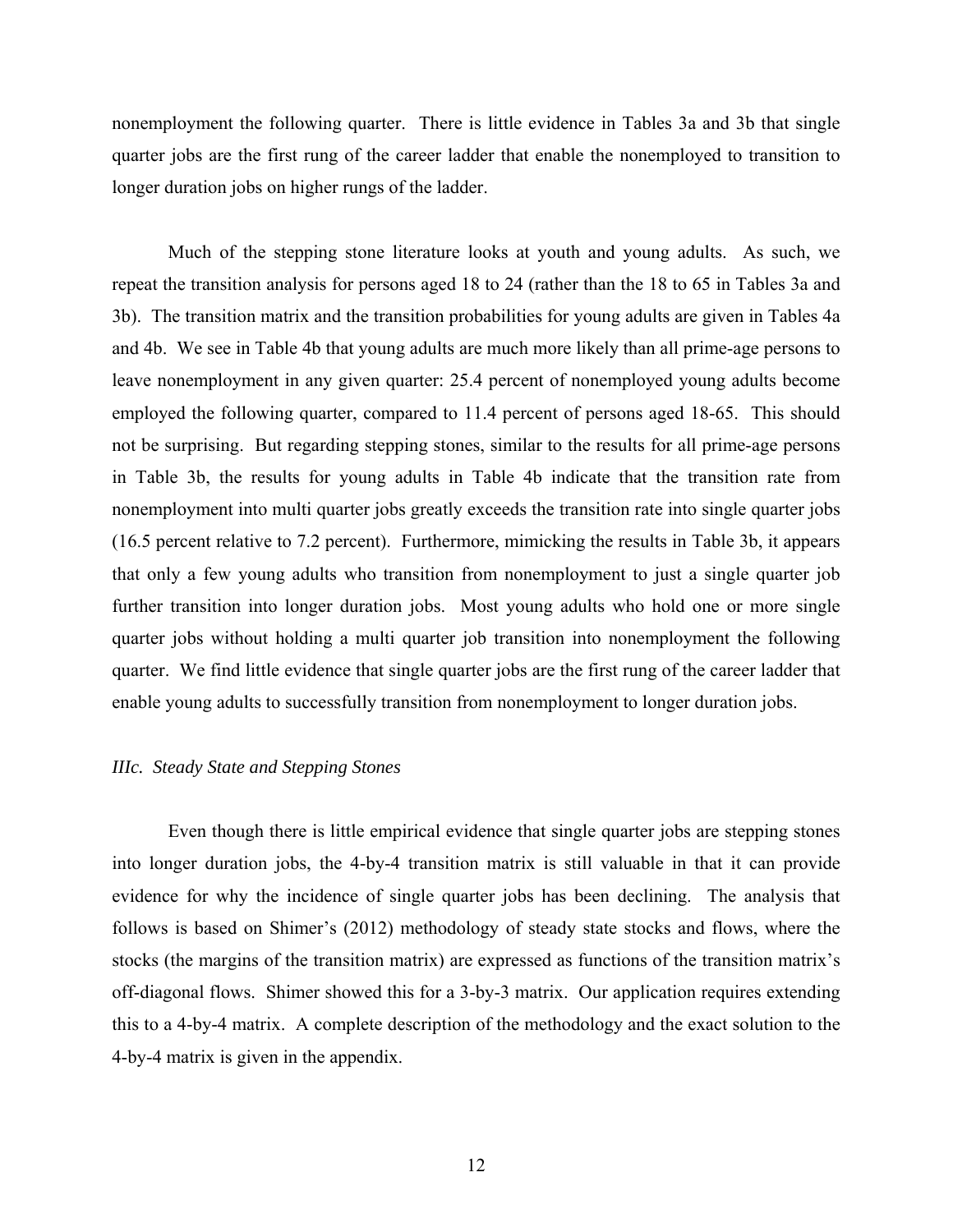nonemployment the following quarter. There is little evidence in Tables 3a and 3b that single quarter jobs are the first rung of the career ladder that enable the nonemployed to transition to longer duration jobs on higher rungs of the ladder.

Much of the stepping stone literature looks at youth and young adults. As such, we repeat the transition analysis for persons aged 18 to 24 (rather than the 18 to 65 in Tables 3a and 3b). The transition matrix and the transition probabilities for young adults are given in Tables 4a and 4b. We see in Table 4b that young adults are much more likely than all prime-age persons to leave nonemployment in any given quarter: 25.4 percent of nonemployed young adults become employed the following quarter, compared to 11.4 percent of persons aged 18-65. This should not be surprising. But regarding stepping stones, similar to the results for all prime-age persons in Table 3b, the results for young adults in Table 4b indicate that the transition rate from nonemployment into multi quarter jobs greatly exceeds the transition rate into single quarter jobs (16.5 percent relative to 7.2 percent). Furthermore, mimicking the results in Table 3b, it appears that only a few young adults who transition from nonemployment to just a single quarter job further transition into longer duration jobs. Most young adults who hold one or more single quarter jobs without holding a multi quarter job transition into nonemployment the following quarter. We find little evidence that single quarter jobs are the first rung of the career ladder that enable young adults to successfully transition from nonemployment to longer duration jobs.

### *IIIc. Steady State and Stepping Stones*

Even though there is little empirical evidence that single quarter jobs are stepping stones into longer duration jobs, the 4-by-4 transition matrix is still valuable in that it can provide evidence for why the incidence of single quarter jobs has been declining. The analysis that follows is based on Shimer's (2012) methodology of steady state stocks and flows, where the stocks (the margins of the transition matrix) are expressed as functions of the transition matrix's off-diagonal flows. Shimer showed this for a 3-by-3 matrix. Our application requires extending this to a 4-by-4 matrix. A complete description of the methodology and the exact solution to the 4-by-4 matrix is given in the appendix.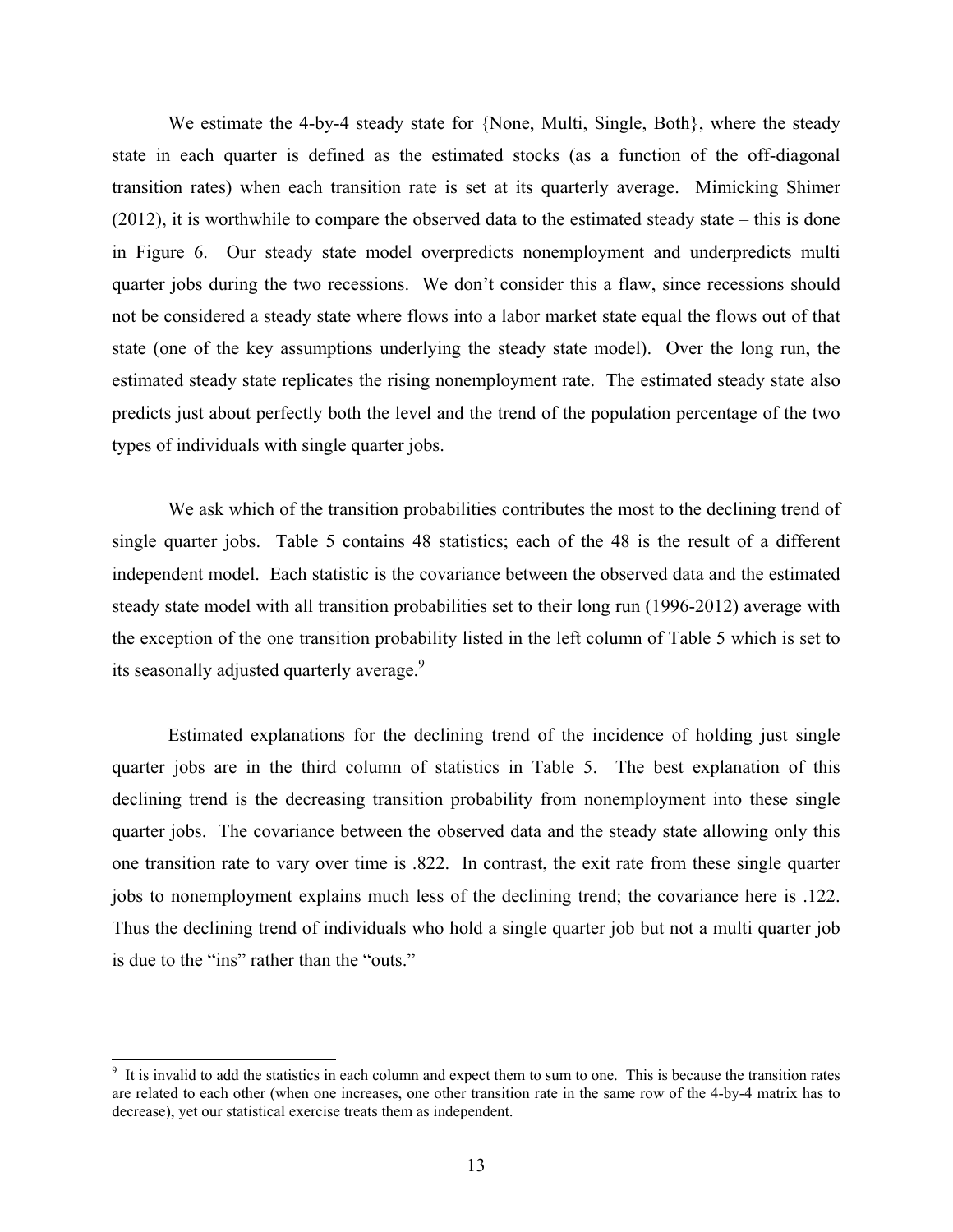We estimate the 4-by-4 steady state for {None, Multi, Single, Both}, where the steady state in each quarter is defined as the estimated stocks (as a function of the off-diagonal transition rates) when each transition rate is set at its quarterly average. Mimicking Shimer (2012), it is worthwhile to compare the observed data to the estimated steady state – this is done in Figure 6. Our steady state model overpredicts nonemployment and underpredicts multi quarter jobs during the two recessions. We don't consider this a flaw, since recessions should not be considered a steady state where flows into a labor market state equal the flows out of that state (one of the key assumptions underlying the steady state model). Over the long run, the estimated steady state replicates the rising nonemployment rate. The estimated steady state also predicts just about perfectly both the level and the trend of the population percentage of the two types of individuals with single quarter jobs.

We ask which of the transition probabilities contributes the most to the declining trend of single quarter jobs. Table 5 contains 48 statistics; each of the 48 is the result of a different independent model. Each statistic is the covariance between the observed data and the estimated steady state model with all transition probabilities set to their long run (1996-2012) average with the exception of the one transition probability listed in the left column of Table 5 which is set to its seasonally adjusted quarterly average.[9]

Estimated explanations for the declining trend of the incidence of holding just single quarter jobs are in the third column of statistics in Table 5. The best explanation of this declining trend is the decreasing transition probability from nonemployment into these single quarter jobs. The covariance between the observed data and the steady state allowing only this one transition rate to vary over time is .822. In contrast, the exit rate from these single quarter jobs to nonemployment explains much less of the declining trend; the covariance here is .122. Thus the declining trend of individuals who hold a single quarter job but not a multi quarter job is due to the "ins" rather than the "outs."

[9] It is invalid to add the statistics in each column and expect them to sum to one. This is because the transition rates are related to each other (when one increases, one other transition rate in the same row of the 4-by-4 matrix has to decrease), yet our statistical exercise treats them as independent.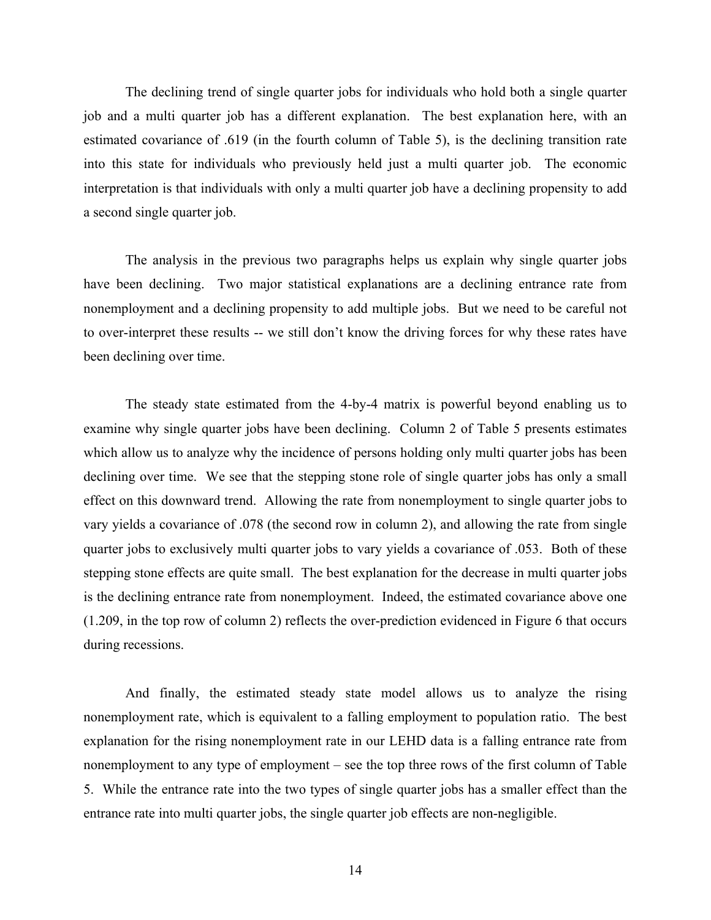The declining trend of single quarter jobs for individuals who hold both a single quarter job and a multi quarter job has a different explanation. The best explanation here, with an estimated covariance of .619 (in the fourth column of Table 5), is the declining transition rate into this state for individuals who previously held just a multi quarter job. The economic interpretation is that individuals with only a multi quarter job have a declining propensity to add a second single quarter job.

The analysis in the previous two paragraphs helps us explain why single quarter jobs have been declining. Two major statistical explanations are a declining entrance rate from nonemployment and a declining propensity to add multiple jobs. But we need to be careful not to over-interpret these results -- we still don't know the driving forces for why these rates have been declining over time.

The steady state estimated from the 4-by-4 matrix is powerful beyond enabling us to examine why single quarter jobs have been declining. Column 2 of Table 5 presents estimates which allow us to analyze why the incidence of persons holding only multi quarter jobs has been declining over time. We see that the stepping stone role of single quarter jobs has only a small effect on this downward trend. Allowing the rate from nonemployment to single quarter jobs to vary yields a covariance of .078 (the second row in column 2), and allowing the rate from single quarter jobs to exclusively multi quarter jobs to vary yields a covariance of .053. Both of these stepping stone effects are quite small. The best explanation for the decrease in multi quarter jobs is the declining entrance rate from nonemployment. Indeed, the estimated covariance above one (1.209, in the top row of column 2) reflects the over-prediction evidenced in Figure 6 that occurs during recessions.

And finally, the estimated steady state model allows us to analyze the rising nonemployment rate, which is equivalent to a falling employment to population ratio. The best explanation for the rising nonemployment rate in our LEHD data is a falling entrance rate from nonemployment to any type of employment – see the top three rows of the first column of Table 5. While the entrance rate into the two types of single quarter jobs has a smaller effect than the entrance rate into multi quarter jobs, the single quarter job effects are non-negligible.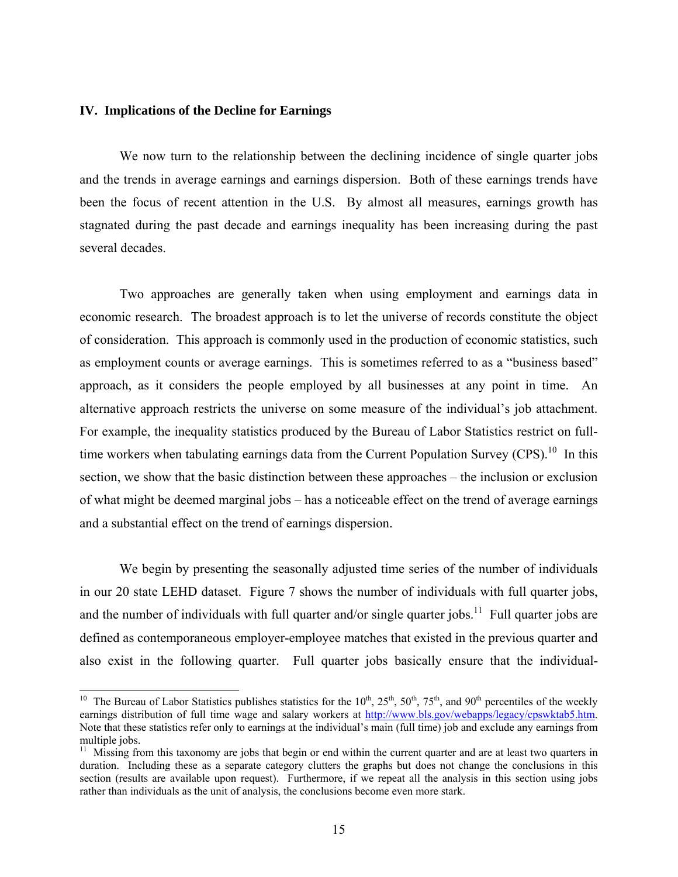### IV. Implications of the Decline for Earnings

We now turn to the relationship between the declining incidence of single quarter jobs and the trends in average earnings and earnings dispersion. Both of these earnings trends have been the focus of recent attention in the U.S. By almost all measures, earnings growth has stagnated during the past decade and earnings inequality has been increasing during the past several decades.

Two approaches are generally taken when using employment and earnings data in economic research. The broadest approach is to let the universe of records constitute the object of consideration. This approach is commonly used in the production of economic statistics, such as employment counts or average earnings. This is sometimes referred to as a "business based" approach, as it considers the people employed by all businesses at any point in time. An alternative approach restricts the universe on some measure of the individual's job attachment. For example, the inequality statistics produced by the Bureau of Labor Statistics restrict on full-time workers when tabulating earnings data from the Current Population Survey (CPS).[10] In this section, we show that the basic distinction between these approaches – the inclusion or exclusion of what might be deemed marginal jobs – has a noticeable effect on the trend of average earnings and a substantial effect on the trend of earnings dispersion.

We begin by presenting the seasonally adjusted time series of the number of individuals in our 20 state LEHD dataset. Figure 7 shows the number of individuals with full quarter jobs, and the number of individuals with full quarter and/or single quarter jobs.[11] Full quarter jobs are defined as contemporaneous employer-employee matches that existed in the previous quarter and also exist in the following quarter. Full quarter jobs basically ensure that the individual-

---

[10] The Bureau of Labor Statistics publishes statistics for the 10th, 25th, 50th, 75th, and 90th percentiles of the weekly earnings distribution of full time wage and salary workers at http://www.bls.gov/webapps/legacy/cpswktab5.htm. Note that these statistics refer only to earnings at the individual's main (full time) job and exclude any earnings from multiple jobs.

[11] Missing from this taxonomy are jobs that begin or end within the current quarter and are at least two quarters in duration. Including these as a separate category clutters the graphs but does not change the conclusions in this section (results are available upon request). Furthermore, if we repeat all the analysis in this section using jobs rather than individuals as the unit of analysis, the conclusions become even more stark.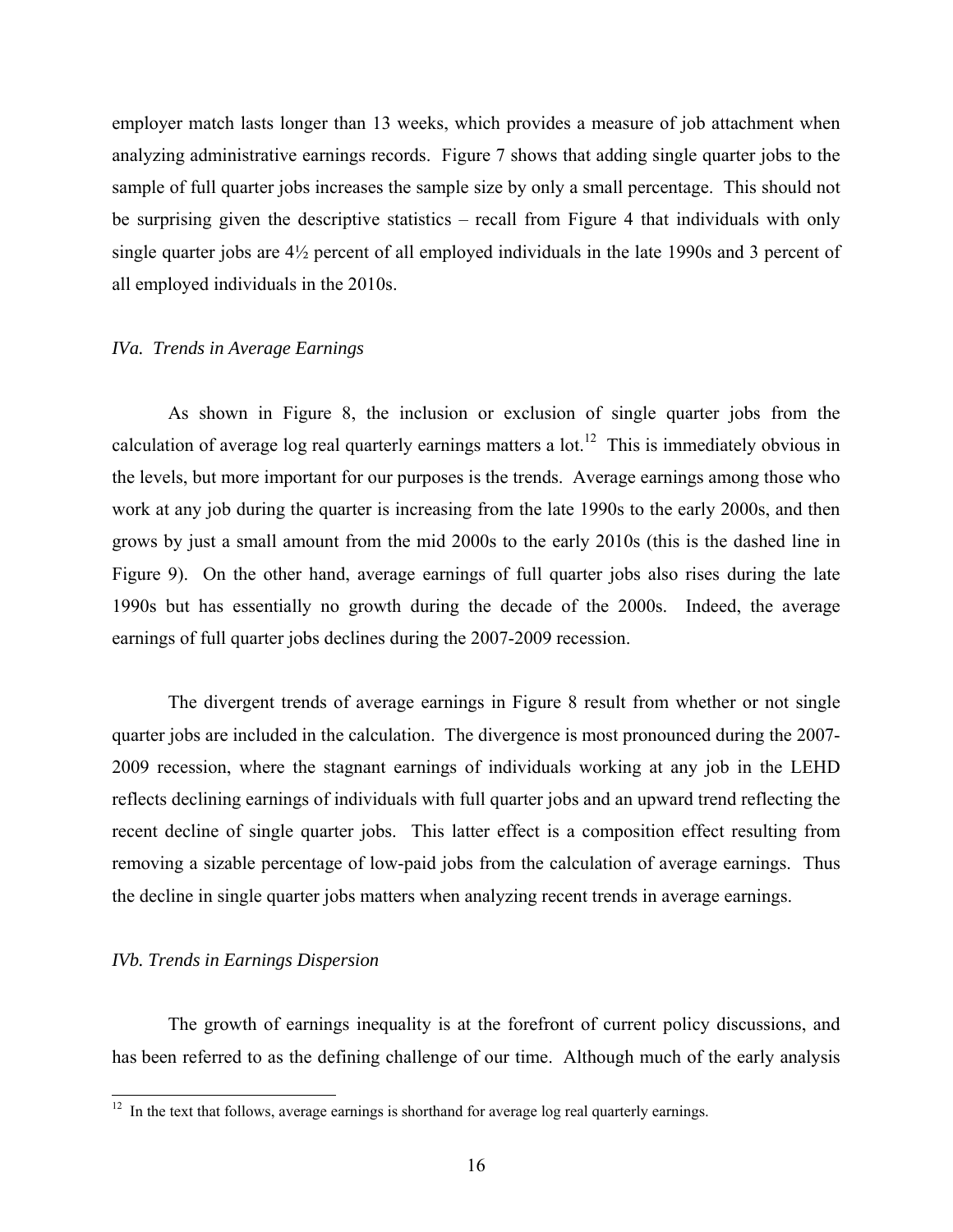employer match lasts longer than 13 weeks, which provides a measure of job attachment when analyzing administrative earnings records. Figure 7 shows that adding single quarter jobs to the sample of full quarter jobs increases the sample size by only a small percentage. This should not be surprising given the descriptive statistics – recall from Figure 4 that individuals with only single quarter jobs are 4½ percent of all employed individuals in the late 1990s and 3 percent of all employed individuals in the 2010s.

### *IVa. Trends in Average Earnings*

As shown in Figure 8, the inclusion or exclusion of single quarter jobs from the calculation of average log real quarterly earnings matters a lot.[12] This is immediately obvious in the levels, but more important for our purposes is the trends. Average earnings among those who work at any job during the quarter is increasing from the late 1990s to the early 2000s, and then grows by just a small amount from the mid 2000s to the early 2010s (this is the dashed line in Figure 9). On the other hand, average earnings of full quarter jobs also rises during the late 1990s but has essentially no growth during the decade of the 2000s. Indeed, the average earnings of full quarter jobs declines during the 2007-2009 recession.

The divergent trends of average earnings in Figure 8 result from whether or not single quarter jobs are included in the calculation. The divergence is most pronounced during the 2007-2009 recession, where the stagnant earnings of individuals working at any job in the LEHD reflects declining earnings of individuals with full quarter jobs and an upward trend reflecting the recent decline of single quarter jobs. This latter effect is a composition effect resulting from removing a sizable percentage of low-paid jobs from the calculation of average earnings. Thus the decline in single quarter jobs matters when analyzing recent trends in average earnings.

### *IVb. Trends in Earnings Dispersion*

The growth of earnings inequality is at the forefront of current policy discussions, and has been referred to as the defining challenge of our time. Although much of the early analysis

[12] In the text that follows, average earnings is shorthand for average log real quarterly earnings.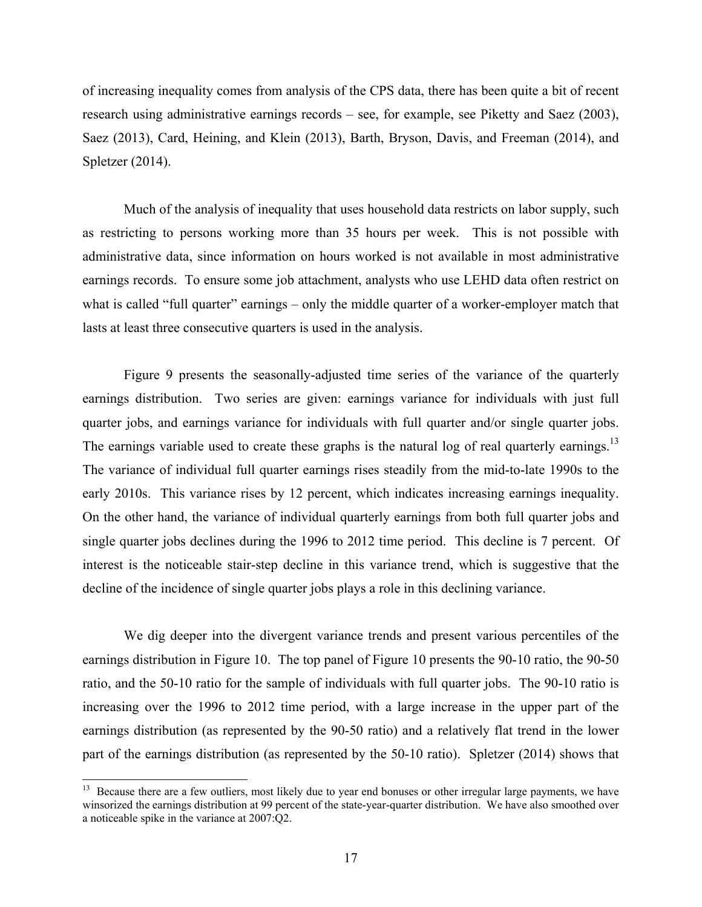of increasing inequality comes from analysis of the CPS data, there has been quite a bit of recent research using administrative earnings records – see, for example, see Piketty and Saez (2003), Saez (2013), Card, Heining, and Klein (2013), Barth, Bryson, Davis, and Freeman (2014), and Spletzer (2014).

Much of the analysis of inequality that uses household data restricts on labor supply, such as restricting to persons working more than 35 hours per week. This is not possible with administrative data, since information on hours worked is not available in most administrative earnings records. To ensure some job attachment, analysts who use LEHD data often restrict on what is called "full quarter" earnings – only the middle quarter of a worker-employer match that lasts at least three consecutive quarters is used in the analysis.

Figure 9 presents the seasonally-adjusted time series of the variance of the quarterly earnings distribution. Two series are given: earnings variance for individuals with just full quarter jobs, and earnings variance for individuals with full quarter and/or single quarter jobs. The earnings variable used to create these graphs is the natural log of real quarterly earnings.[13] The variance of individual full quarter earnings rises steadily from the mid-to-late 1990s to the early 2010s. This variance rises by 12 percent, which indicates increasing earnings inequality. On the other hand, the variance of individual quarterly earnings from both full quarter jobs and single quarter jobs declines during the 1996 to 2012 time period. This decline is 7 percent. Of interest is the noticeable stair-step decline in this variance trend, which is suggestive that the decline of the incidence of single quarter jobs plays a role in this declining variance.

We dig deeper into the divergent variance trends and present various percentiles of the earnings distribution in Figure 10. The top panel of Figure 10 presents the 90-10 ratio, the 90-50 ratio, and the 50-10 ratio for the sample of individuals with full quarter jobs. The 90-10 ratio is increasing over the 1996 to 2012 time period, with a large increase in the upper part of the earnings distribution (as represented by the 90-50 ratio) and a relatively flat trend in the lower part of the earnings distribution (as represented by the 50-10 ratio). Spletzer (2014) shows that

[13] Because there are a few outliers, most likely due to year end bonuses or other irregular large payments, we have winsorized the earnings distribution at 99 percent of the state-year-quarter distribution. We have also smoothed over a noticeable spike in the variance at 2007:Q2.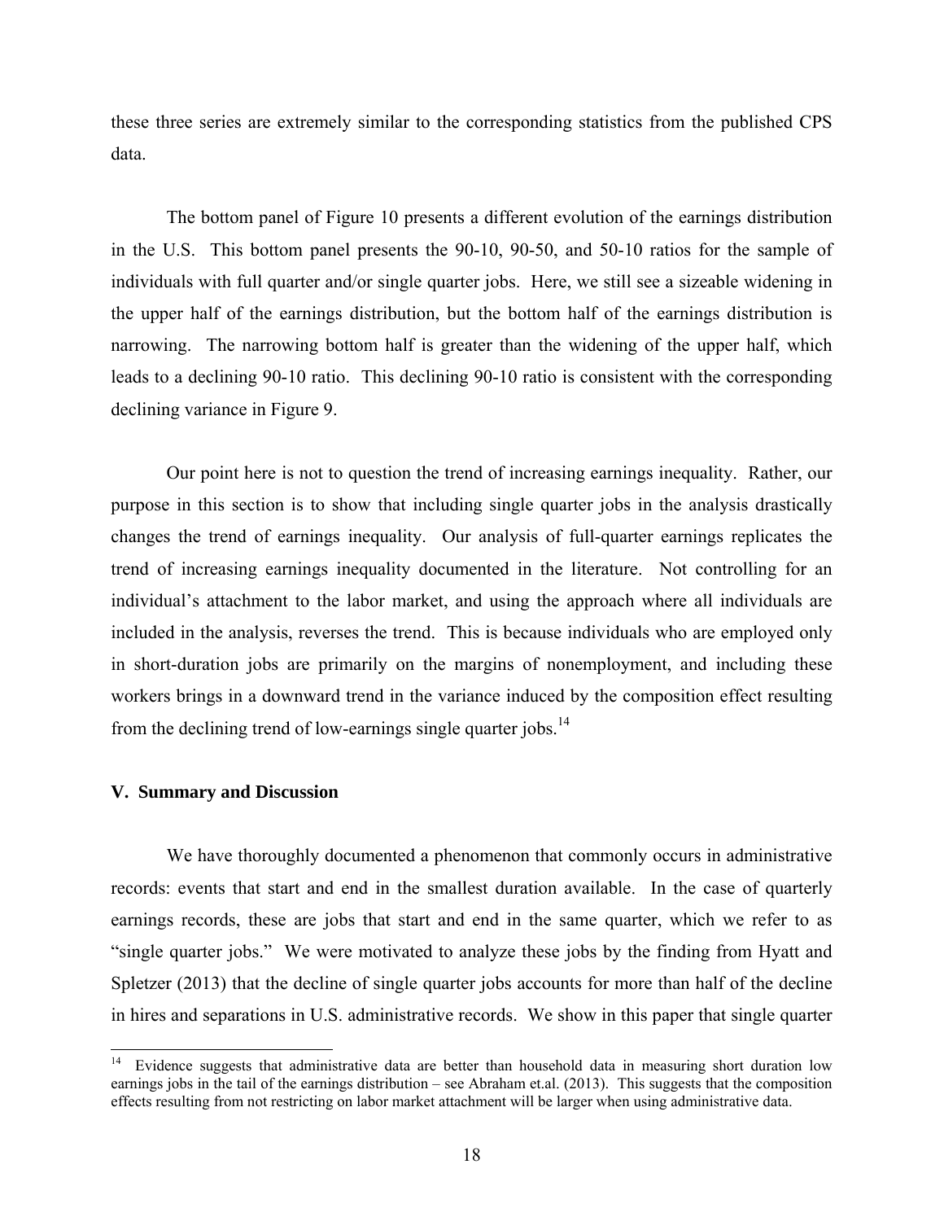these three series are extremely similar to the corresponding statistics from the published CPS data.

The bottom panel of Figure 10 presents a different evolution of the earnings distribution in the U.S. This bottom panel presents the 90-10, 90-50, and 50-10 ratios for the sample of individuals with full quarter and/or single quarter jobs. Here, we still see a sizeable widening in the upper half of the earnings distribution, but the bottom half of the earnings distribution is narrowing. The narrowing bottom half is greater than the widening of the upper half, which leads to a declining 90-10 ratio. This declining 90-10 ratio is consistent with the corresponding declining variance in Figure 9.

Our point here is not to question the trend of increasing earnings inequality. Rather, our purpose in this section is to show that including single quarter jobs in the analysis drastically changes the trend of earnings inequality. Our analysis of full-quarter earnings replicates the trend of increasing earnings inequality documented in the literature. Not controlling for an individual's attachment to the labor market, and using the approach where all individuals are included in the analysis, reverses the trend. This is because individuals who are employed only in short-duration jobs are primarily on the margins of nonemployment, and including these workers brings in a downward trend in the variance induced by the composition effect resulting from the declining trend of low-earnings single quarter jobs.[14]

### V. Summary and Discussion

We have thoroughly documented a phenomenon that commonly occurs in administrative records: events that start and end in the smallest duration available. In the case of quarterly earnings records, these are jobs that start and end in the same quarter, which we refer to as "single quarter jobs." We were motivated to analyze these jobs by the finding from Hyatt and Spletzer (2013) that the decline of single quarter jobs accounts for more than half of the decline in hires and separations in U.S. administrative records. We show in this paper that single quarter

[14] Evidence suggests that administrative data are better than household data in measuring short duration low earnings jobs in the tail of the earnings distribution – see Abraham et.al. (2013). This suggests that the composition effects resulting from not restricting on labor market attachment will be larger when using administrative data.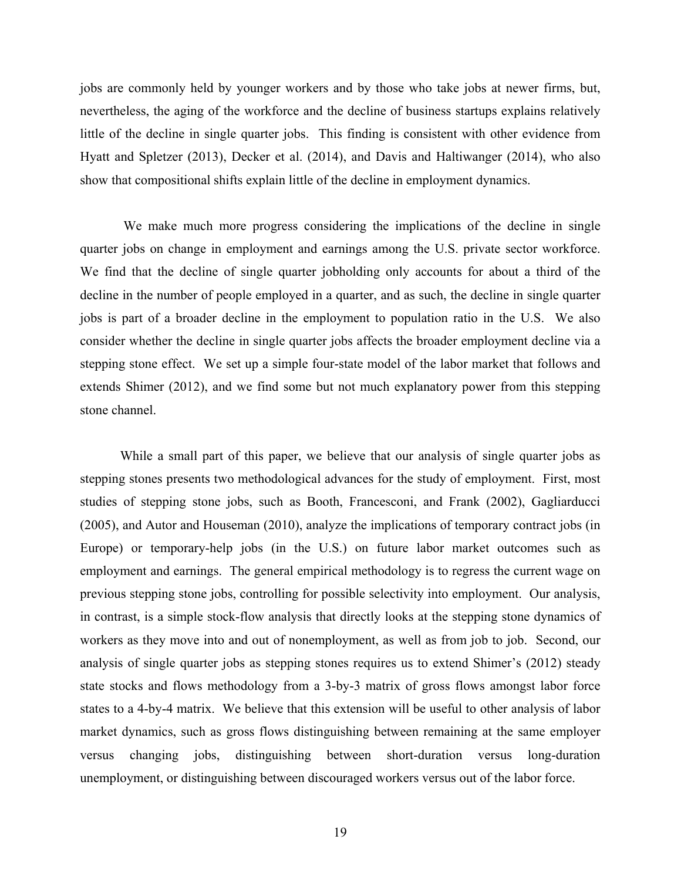jobs are commonly held by younger workers and by those who take jobs at newer firms, but, nevertheless, the aging of the workforce and the decline of business startups explains relatively little of the decline in single quarter jobs. This finding is consistent with other evidence from Hyatt and Spletzer (2013), Decker et al. (2014), and Davis and Haltiwanger (2014), who also show that compositional shifts explain little of the decline in employment dynamics.

We make much more progress considering the implications of the decline in single quarter jobs on change in employment and earnings among the U.S. private sector workforce. We find that the decline of single quarter jobholding only accounts for about a third of the decline in the number of people employed in a quarter, and as such, the decline in single quarter jobs is part of a broader decline in the employment to population ratio in the U.S. We also consider whether the decline in single quarter jobs affects the broader employment decline via a stepping stone effect. We set up a simple four-state model of the labor market that follows and extends Shimer (2012), and we find some but not much explanatory power from this stepping stone channel.

While a small part of this paper, we believe that our analysis of single quarter jobs as stepping stones presents two methodological advances for the study of employment. First, most studies of stepping stone jobs, such as Booth, Francesconi, and Frank (2002), Gagliarducci (2005), and Autor and Houseman (2010), analyze the implications of temporary contract jobs (in Europe) or temporary-help jobs (in the U.S.) on future labor market outcomes such as employment and earnings. The general empirical methodology is to regress the current wage on previous stepping stone jobs, controlling for possible selectivity into employment. Our analysis, in contrast, is a simple stock-flow analysis that directly looks at the stepping stone dynamics of workers as they move into and out of nonemployment, as well as from job to job. Second, our analysis of single quarter jobs as stepping stones requires us to extend Shimer's (2012) steady state stocks and flows methodology from a 3-by-3 matrix of gross flows amongst labor force states to a 4-by-4 matrix. We believe that this extension will be useful to other analysis of labor market dynamics, such as gross flows distinguishing between remaining at the same employer versus changing jobs, distinguishing between short-duration versus long-duration unemployment, or distinguishing between discouraged workers versus out of the labor force.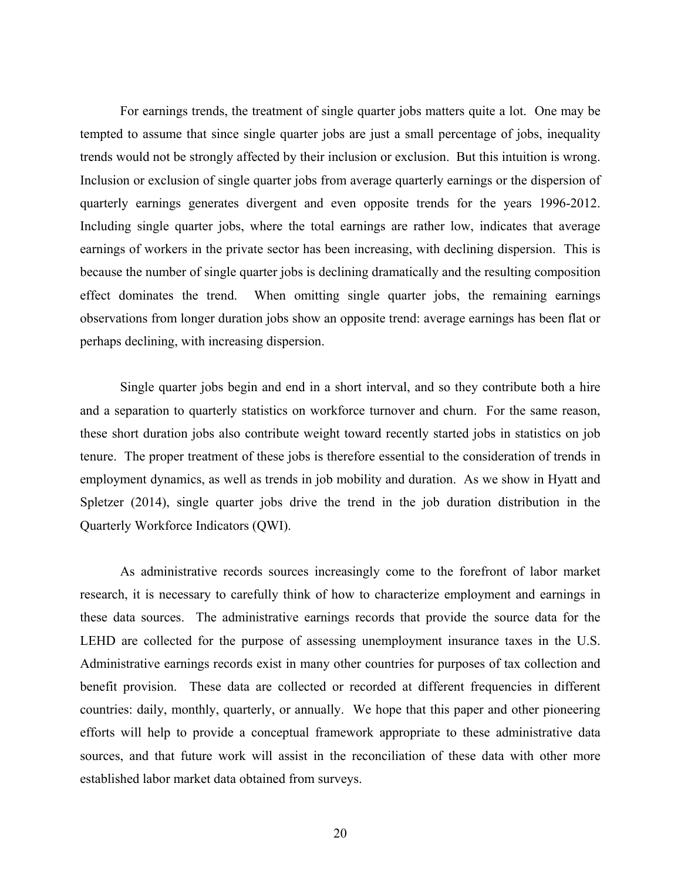For earnings trends, the treatment of single quarter jobs matters quite a lot. One may be tempted to assume that since single quarter jobs are just a small percentage of jobs, inequality trends would not be strongly affected by their inclusion or exclusion. But this intuition is wrong. Inclusion or exclusion of single quarter jobs from average quarterly earnings or the dispersion of quarterly earnings generates divergent and even opposite trends for the years 1996-2012. Including single quarter jobs, where the total earnings are rather low, indicates that average earnings of workers in the private sector has been increasing, with declining dispersion. This is because the number of single quarter jobs is declining dramatically and the resulting composition effect dominates the trend. When omitting single quarter jobs, the remaining earnings observations from longer duration jobs show an opposite trend: average earnings has been flat or perhaps declining, with increasing dispersion.

Single quarter jobs begin and end in a short interval, and so they contribute both a hire and a separation to quarterly statistics on workforce turnover and churn. For the same reason, these short duration jobs also contribute weight toward recently started jobs in statistics on job tenure. The proper treatment of these jobs is therefore essential to the consideration of trends in employment dynamics, as well as trends in job mobility and duration. As we show in Hyatt and Spletzer (2014), single quarter jobs drive the trend in the job duration distribution in the Quarterly Workforce Indicators (QWI).

As administrative records sources increasingly come to the forefront of labor market research, it is necessary to carefully think of how to characterize employment and earnings in these data sources. The administrative earnings records that provide the source data for the LEHD are collected for the purpose of assessing unemployment insurance taxes in the U.S. Administrative earnings records exist in many other countries for purposes of tax collection and benefit provision. These data are collected or recorded at different frequencies in different countries: daily, monthly, quarterly, or annually. We hope that this paper and other pioneering efforts will help to provide a conceptual framework appropriate to these administrative data sources, and that future work will assist in the reconciliation of these data with other more established labor market data obtained from surveys.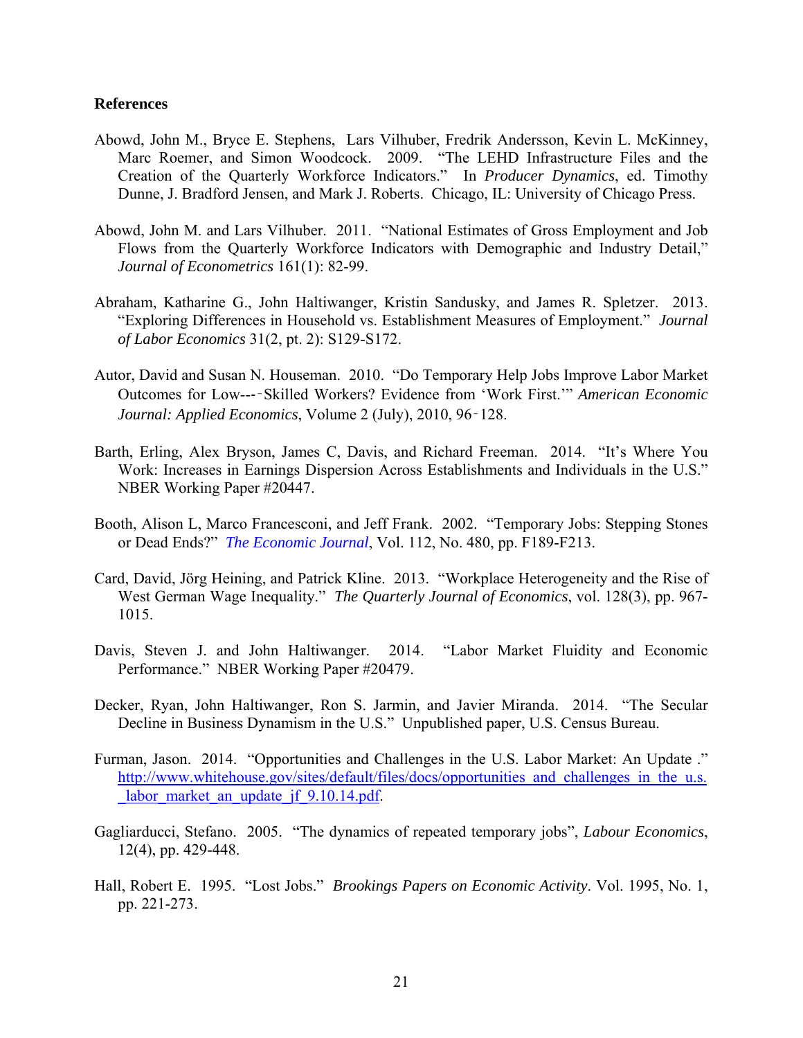**References**

Abowd, John M., Bryce E. Stephens, Lars Vilhuber, Fredrik Andersson, Kevin L. McKinney, Marc Roemer, and Simon Woodcock. 2009. "The LEHD Infrastructure Files and the Creation of the Quarterly Workforce Indicators." In *Producer Dynamics*, ed. Timothy Dunne, J. Bradford Jensen, and Mark J. Roberts. Chicago, IL: University of Chicago Press.

Abowd, John M. and Lars Vilhuber. 2011. "National Estimates of Gross Employment and Job Flows from the Quarterly Workforce Indicators with Demographic and Industry Detail," *Journal of Econometrics* 161(1): 82-99.

Abraham, Katharine G., John Haltiwanger, Kristin Sandusky, and James R. Spletzer. 2013. "Exploring Differences in Household vs. Establishment Measures of Employment." *Journal of Labor Economics* 31(2, pt. 2): S129-S172.

Autor, David and Susan N. Houseman. 2010. "Do Temporary Help Jobs Improve Labor Market Outcomes for Low---‑Skilled Workers? Evidence from 'Work First.'" *American Economic Journal: Applied Economics*, Volume 2 (July), 2010, 96‑128.

Barth, Erling, Alex Bryson, James C, Davis, and Richard Freeman. 2014. "It's Where You Work: Increases in Earnings Dispersion Across Establishments and Individuals in the U.S." NBER Working Paper #20447.

Booth, Alison L, Marco Francesconi, and Jeff Frank. 2002. "Temporary Jobs: Stepping Stones or Dead Ends?" *The Economic Journal*, Vol. 112, No. 480, pp. F189-F213.

Card, David, Jörg Heining, and Patrick Kline. 2013. "Workplace Heterogeneity and the Rise of West German Wage Inequality." *The Quarterly Journal of Economics*, vol. 128(3), pp. 967-1015.

Davis, Steven J. and John Haltiwanger. 2014. "Labor Market Fluidity and Economic Performance." NBER Working Paper #20479.

Decker, Ryan, John Haltiwanger, Ron S. Jarmin, and Javier Miranda. 2014. "The Secular Decline in Business Dynamism in the U.S." Unpublished paper, U.S. Census Bureau.

Furman, Jason. 2014. "Opportunities and Challenges in the U.S. Labor Market: An Update ." http://www.whitehouse.gov/sites/default/files/docs/opportunities_and_challenges_in_the_u.s._labor_market_an_update_jf_9.10.14.pdf.

Gagliarducci, Stefano. 2005. "The dynamics of repeated temporary jobs", *Labour Economics*, 12(4), pp. 429-448.

Hall, Robert E. 1995. "Lost Jobs." *Brookings Papers on Economic Activity*. Vol. 1995, No. 1, pp. 221-273.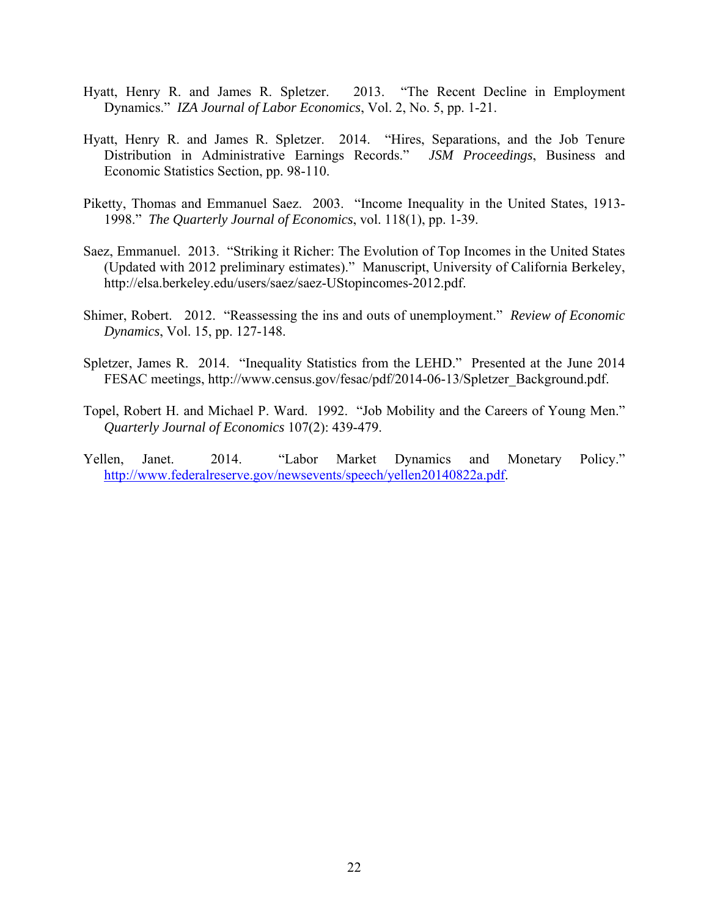Hyatt, Henry R. and James R. Spletzer. 2013. "The Recent Decline in Employment Dynamics." *IZA Journal of Labor Economics*, Vol. 2, No. 5, pp. 1-21.

Hyatt, Henry R. and James R. Spletzer. 2014. "Hires, Separations, and the Job Tenure Distribution in Administrative Earnings Records." *JSM Proceedings*, Business and Economic Statistics Section, pp. 98-110.

Piketty, Thomas and Emmanuel Saez. 2003. "Income Inequality in the United States, 1913-1998." *The Quarterly Journal of Economics*, vol. 118(1), pp. 1-39.

Saez, Emmanuel. 2013. "Striking it Richer: The Evolution of Top Incomes in the United States (Updated with 2012 preliminary estimates)." Manuscript, University of California Berkeley, http://elsa.berkeley.edu/users/saez/saez-UStopincomes-2012.pdf.

Shimer, Robert. 2012. "Reassessing the ins and outs of unemployment." *Review of Economic Dynamics*, Vol. 15, pp. 127-148.

Spletzer, James R. 2014. "Inequality Statistics from the LEHD." Presented at the June 2014 FESAC meetings, http://www.census.gov/fesac/pdf/2014-06-13/Spletzer_Background.pdf.

Topel, Robert H. and Michael P. Ward. 1992. "Job Mobility and the Careers of Young Men." *Quarterly Journal of Economics* 107(2): 439-479.

Yellen, Janet. 2014. "Labor Market Dynamics and Monetary Policy." http://www.federalreserve.gov/newsevents/speech/yellen20140822a.pdf.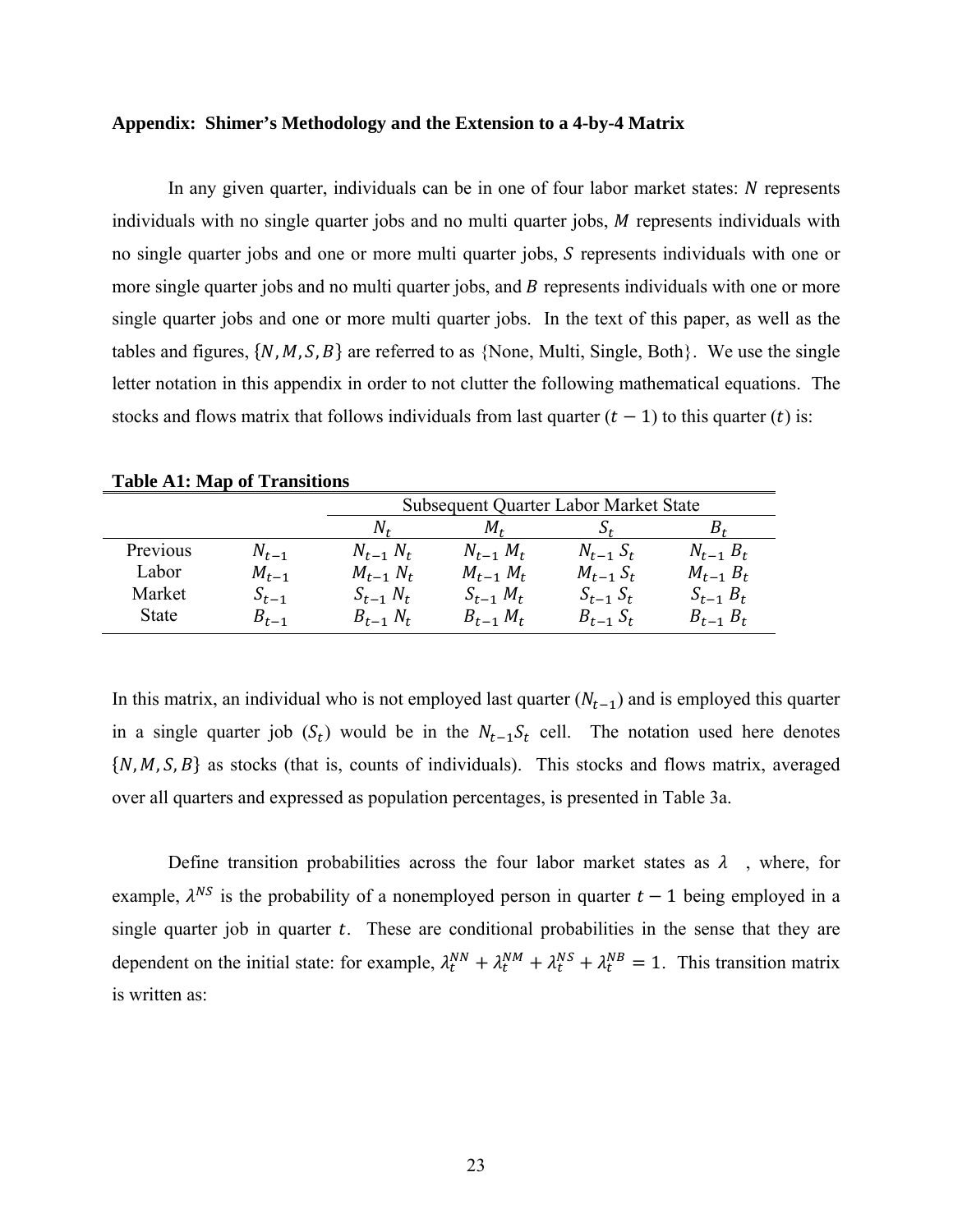**Appendix: Shimer's Methodology and the Extension to a 4-by-4 Matrix**

In any given quarter, individuals can be in one of four labor market states: $N$ represents individuals with no single quarter jobs and no multi quarter jobs, $M$ represents individuals with no single quarter jobs and one or more multi quarter jobs, $S$ represents individuals with one or more single quarter jobs and no multi quarter jobs, and $B$ represents individuals with one or more single quarter jobs and one or more multi quarter jobs. In the text of this paper, as well as the tables and figures, $\{N, M, S, B\}$ are referred to as {None, Multi, Single, Both}. We use the single letter notation in this appendix in order to not clutter the following mathematical equations. The stocks and flows matrix that follows individuals from last quarter $(t-1)$ to this quarter $(t)$ is:

**Table A1: Map of Transitions**

| | | Subsequent Quarter Labor Market State | | | |
|---|---|---|---|---|---|
| | | $N_t$ | $M_t$ | $S_t$ | $B_t$ |
| Previous | $N_{t-1}$ | $N_{t-1}\,N_t$ | $N_{t-1}\,M_t$ | $N_{t-1}\,S_t$ | $N_{t-1}\,B_t$ |
| Labor | $M_{t-1}$ | $M_{t-1}\,N_t$ | $M_{t-1}\,M_t$ | $M_{t-1}\,S_t$ | $M_{t-1}\,B_t$ |
| Market | $S_{t-1}$ | $S_{t-1}\,N_t$ | $S_{t-1}\,M_t$ | $S_{t-1}\,S_t$ | $S_{t-1}\,B_t$ |
| State | $B_{t-1}$ | $B_{t-1}\,N_t$ | $B_{t-1}\,M_t$ | $B_{t-1}\,S_t$ | $B_{t-1}\,B_t$ |

In this matrix, an individual who is not employed last quarter $(N_{t-1})$ and is employed this quarter in a single quarter job $(S_t)$ would be in the $N_{t-1}S_t$ cell. The notation used here denotes $\{N, M, S, B\}$ as stocks (that is, counts of individuals). This stocks and flows matrix, averaged over all quarters and expressed as population percentages, is presented in Table 3a.

Define transition probabilities across the four labor market states as $\lambda$ , where, for example, $\lambda^{NS}$ is the probability of a nonemployed person in quarter $t-1$ being employed in a single quarter job in quarter $t$. These are conditional probabilities in the sense that they are dependent on the initial state: for example, $\lambda_t^{NN} + \lambda_t^{NM} + \lambda_t^{NS} + \lambda_t^{NB} = 1$. This transition matrix is written as: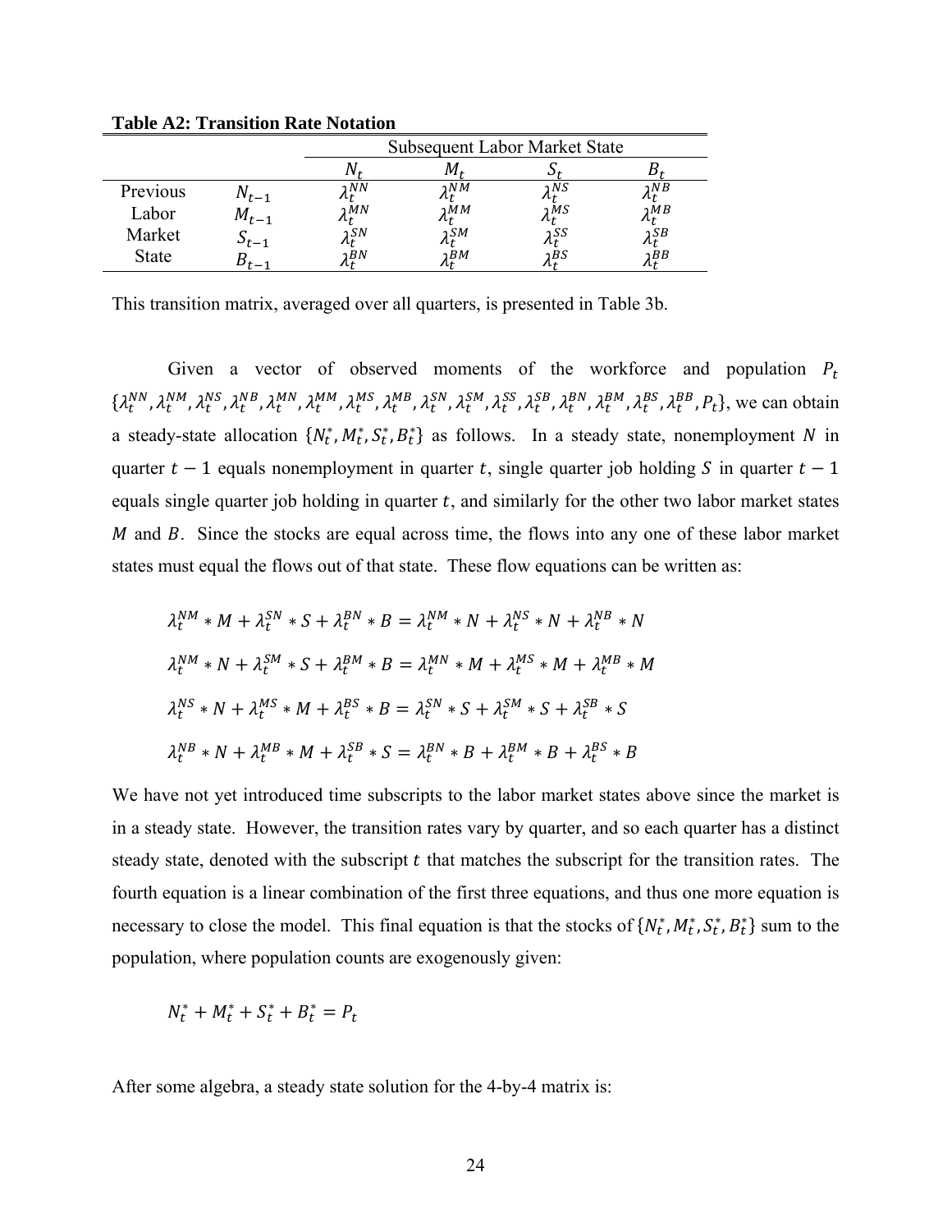**Table A2: Transition Rate Notation**

| | | Subsequent Labor Market State | | | |
|---|---|---|---|---|---|
| | | $N_t$ | $M_t$ | $S_t$ | $B_t$ |
| Previous Labor Market State | $N_{t-1}$ | $\lambda_t^{NN}$ | $\lambda_t^{NM}$ | $\lambda_t^{NS}$ | $\lambda_t^{NB}$ |
| | $M_{t-1}$ | $\lambda_t^{MN}$ | $\lambda_t^{MM}$ | $\lambda_t^{MS}$ | $\lambda_t^{MB}$ |
| | $S_{t-1}$ | $\lambda_t^{SN}$ | $\lambda_t^{SM}$ | $\lambda_t^{SS}$ | $\lambda_t^{SB}$ |
| | $B_{t-1}$ | $\lambda_t^{BN}$ | $\lambda_t^{BM}$ | $\lambda_t^{BS}$ | $\lambda_t^{BB}$ |

This transition matrix, averaged over all quarters, is presented in Table 3b.

Given a vector of observed moments of the workforce and population $P_t$ $\{\lambda_t^{NN}, \lambda_t^{NM}, \lambda_t^{NS}, \lambda_t^{NB}, \lambda_t^{MN}, \lambda_t^{MM}, \lambda_t^{MS}, \lambda_t^{MB}, \lambda_t^{SN}, \lambda_t^{SM}, \lambda_t^{SS}, \lambda_t^{SB}, \lambda_t^{BN}, \lambda_t^{BM}, \lambda_t^{BS}, \lambda_t^{BB}, P_t\}$, we can obtain a steady-state allocation $\{N_t^*, M_t^*, S_t^*, B_t^*\}$ as follows. In a steady state, nonemployment $N$ in quarter $t-1$ equals nonemployment in quarter $t$, single quarter job holding $S$ in quarter $t-1$ equals single quarter job holding in quarter $t$, and similarly for the other two labor market states $M$ and $B$. Since the stocks are equal across time, the flows into any one of these labor market states must equal the flows out of that state. These flow equations can be written as:

$$\lambda_t^{NM} * M + \lambda_t^{SN} * S + \lambda_t^{BN} * B = \lambda_t^{NM} * N + \lambda_t^{NS} * N + \lambda_t^{NB} * N$$

$$\lambda_t^{NM} * N + \lambda_t^{SM} * S + \lambda_t^{BM} * B = \lambda_t^{MN} * M + \lambda_t^{MS} * M + \lambda_t^{MB} * M$$

$$\lambda_t^{NS} * N + \lambda_t^{MS} * M + \lambda_t^{BS} * B = \lambda_t^{SN} * S + \lambda_t^{SM} * S + \lambda_t^{SB} * S$$

$$\lambda_t^{NB} * N + \lambda_t^{MB} * M + \lambda_t^{SB} * S = \lambda_t^{BN} * B + \lambda_t^{BM} * B + \lambda_t^{BS} * B$$

We have not yet introduced time subscripts to the labor market states above since the market is in a steady state. However, the transition rates vary by quarter, and so each quarter has a distinct steady state, denoted with the subscript $t$ that matches the subscript for the transition rates. The fourth equation is a linear combination of the first three equations, and thus one more equation is necessary to close the model. This final equation is that the stocks of $\{N_t^*, M_t^*, S_t^*, B_t^*\}$ sum to the population, where population counts are exogenously given:

$$N_t^* + M_t^* + S_t^* + B_t^* = P_t$$

After some algebra, a steady state solution for the 4-by-4 matrix is: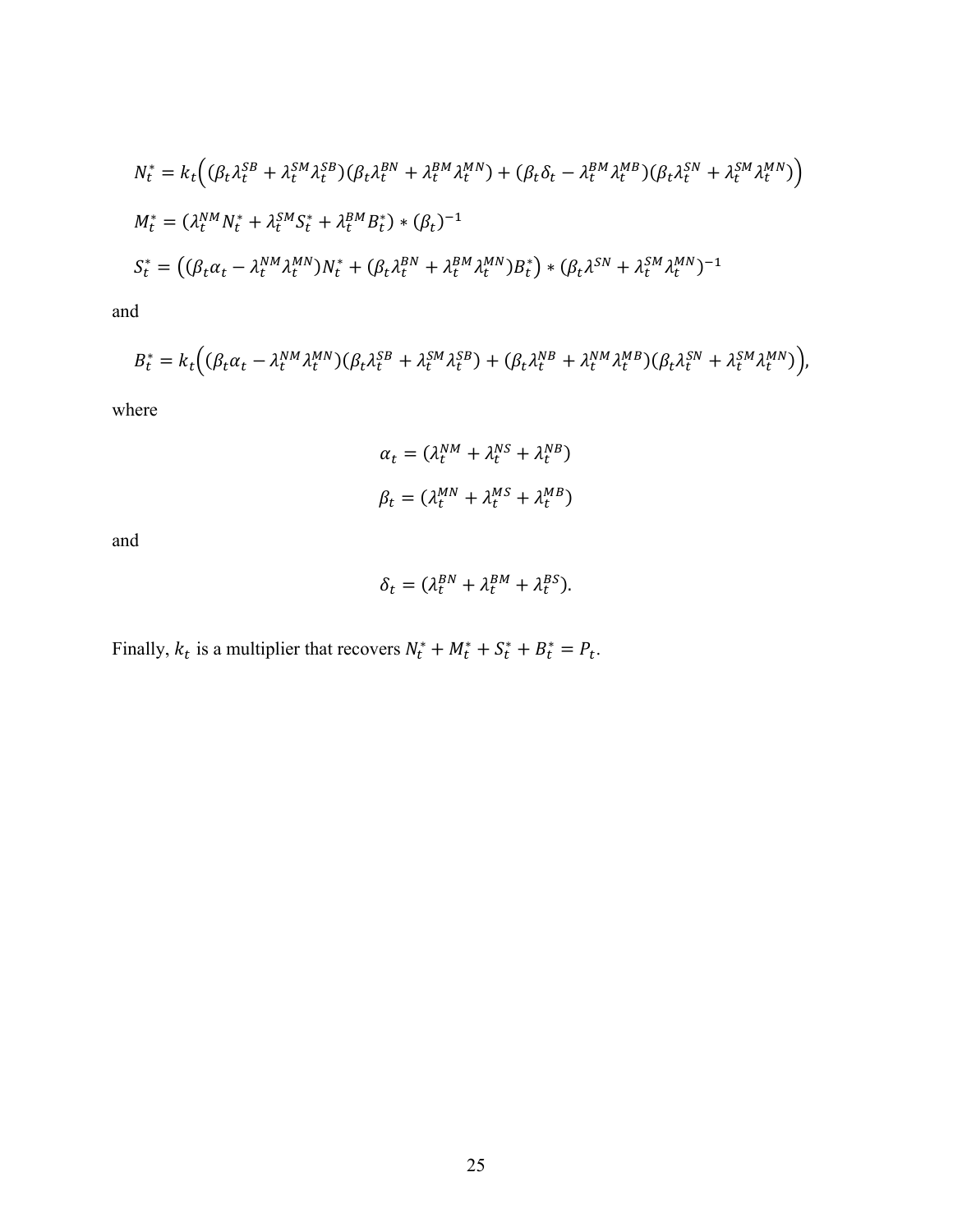$$N_t^* = k_t\Big((\beta_t\lambda_t^{SB} + \lambda_t^{SM}\lambda_t^{SB})(\beta_t\lambda_t^{BN} + \lambda_t^{BM}\lambda_t^{MN}) + (\beta_t\delta_t - \lambda_t^{BM}\lambda_t^{MB})(\beta_t\lambda_t^{SN} + \lambda_t^{SM}\lambda_t^{MN})\Big)$$

$$M_t^* = (\lambda_t^{NM}N_t^* + \lambda_t^{SM}S_t^* + \lambda_t^{BM}B_t^*) * (\beta_t)^{-1}$$

$$S_t^* = \big((\beta_t\alpha_t - \lambda_t^{NM}\lambda_t^{MN})N_t^* + (\beta_t\lambda_t^{BN} + \lambda_t^{BM}\lambda_t^{MN})B_t^*\big) * (\beta_t\lambda^{SN} + \lambda_t^{SM}\lambda_t^{MN})^{-1}$$

and

$$B_t^* = k_t\Big((\beta_t\alpha_t - \lambda_t^{NM}\lambda_t^{MN})(\beta_t\lambda_t^{SB} + \lambda_t^{SM}\lambda_t^{SB}) + (\beta_t\lambda_t^{NB} + \lambda_t^{NM}\lambda_t^{MB})(\beta_t\lambda_t^{SN} + \lambda_t^{SM}\lambda_t^{MN})\Big),$$

where

$$\alpha_t = (\lambda_t^{NM} + \lambda_t^{NS} + \lambda_t^{NB})$$

$$\beta_t = (\lambda_t^{MN} + \lambda_t^{MS} + \lambda_t^{MB})$$

and

$$\delta_t = (\lambda_t^{BN} + \lambda_t^{BM} + \lambda_t^{BS}).$$

Finally, $k_t$ is a multiplier that recovers $N_t^* + M_t^* + S_t^* + B_t^* = P_t$.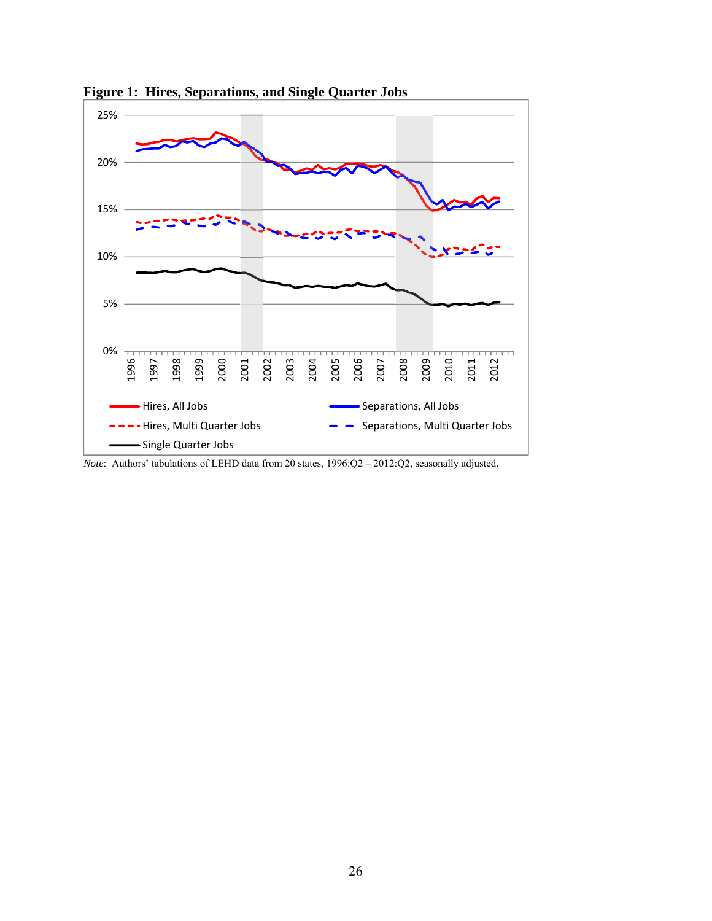**Figure 1: Hires, Separations, and Single Quarter Jobs**

*Note*: Authors' tabulations of LEHD data from 20 states, 1996:Q2 – 2012:Q2, seasonally adjusted.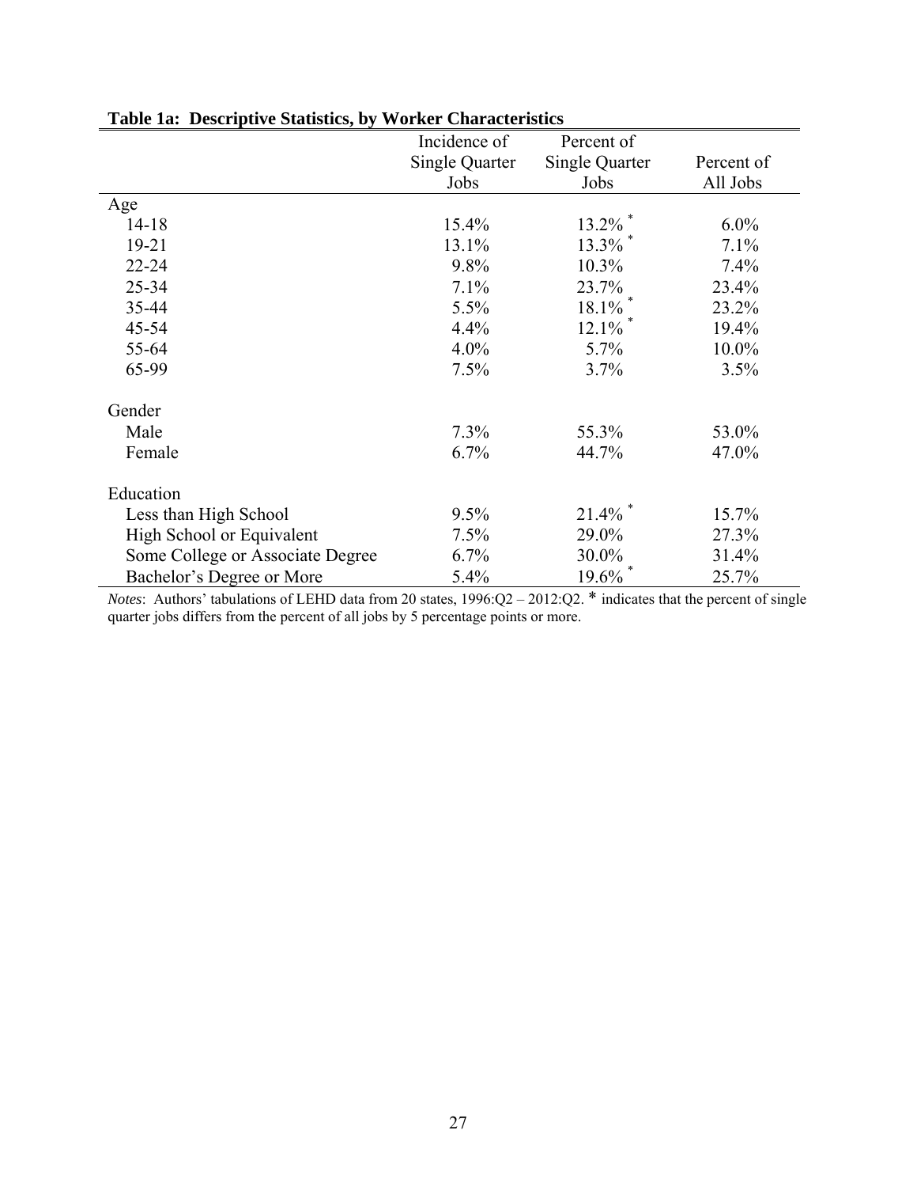**Table 1a: Descriptive Statistics, by Worker Characteristics**

| | Incidence of Single Quarter Jobs | Percent of Single Quarter Jobs | Percent of All Jobs |
|---|---|---|---|
| Age | | | |
| 14-18 | 15.4% | 13.2% * | 6.0% |
| 19-21 | 13.1% | 13.3% * | 7.1% |
| 22-24 | 9.8% | 10.3% | 7.4% |
| 25-34 | 7.1% | 23.7% | 23.4% |
| 35-44 | 5.5% | 18.1% * | 23.2% |
| 45-54 | 4.4% | 12.1% * | 19.4% |
| 55-64 | 4.0% | 5.7% | 10.0% |
| 65-99 | 7.5% | 3.7% | 3.5% |
| Gender | | | |
| Male | 7.3% | 55.3% | 53.0% |
| Female | 6.7% | 44.7% | 47.0% |
| Education | | | |
| Less than High School | 9.5% | 21.4% * | 15.7% |
| High School or Equivalent | 7.5% | 29.0% | 27.3% |
| Some College or Associate Degree | 6.7% | 30.0% | 31.4% |
| Bachelor's Degree or More | 5.4% | 19.6% * | 25.7% |

*Notes*: Authors' tabulations of LEHD data from 20 states, 1996:Q2 – 2012:Q2. * indicates that the percent of single quarter jobs differs from the percent of all jobs by 5 percentage points or more.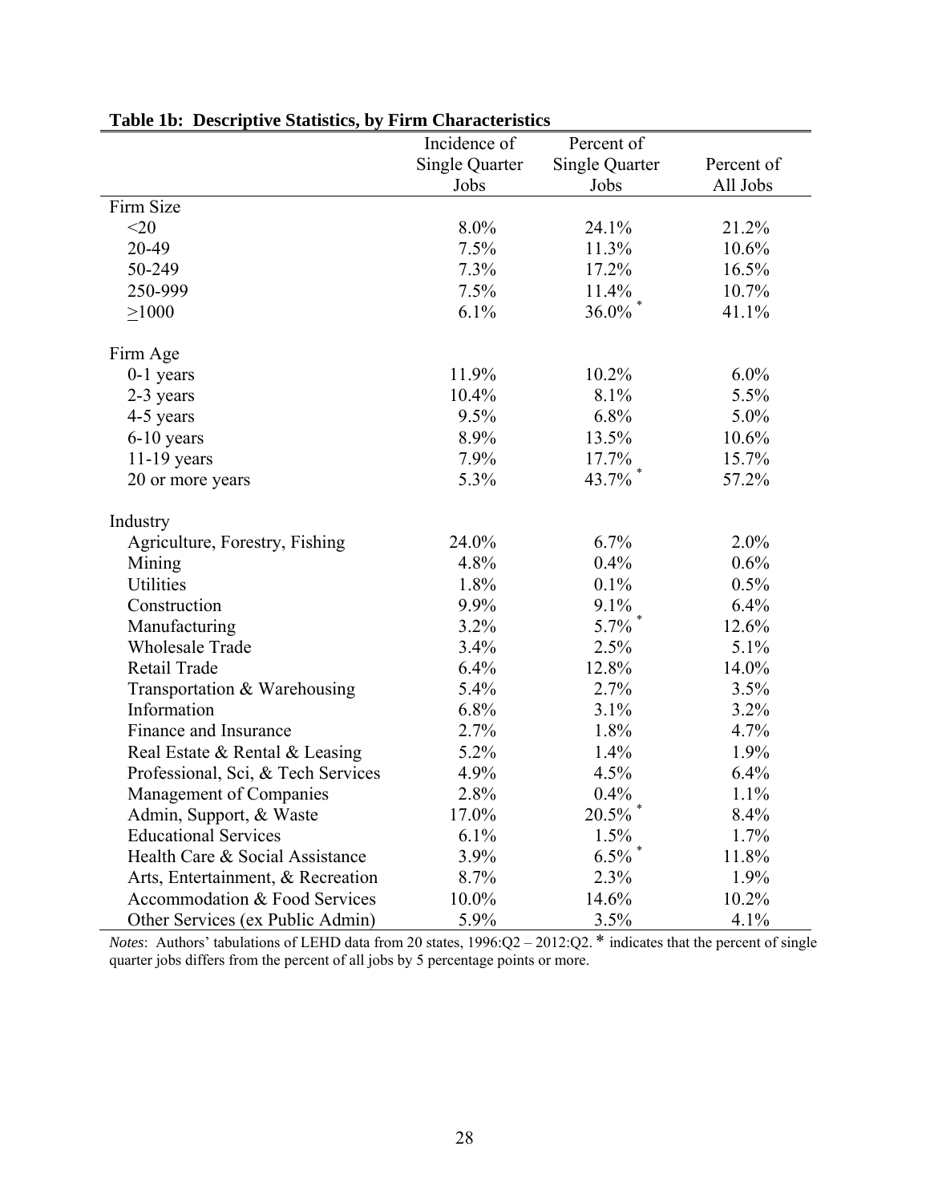**Table 1b: Descriptive Statistics, by Firm Characteristics**

| | Incidence of Single Quarter Jobs | Percent of Single Quarter Jobs | Percent of All Jobs |
|---|---|---|---|
| Firm Size | | | |
| <20 | 8.0% | 24.1% | 21.2% |
| 20-49 | 7.5% | 11.3% | 10.6% |
| 50-249 | 7.3% | 17.2% | 16.5% |
| 250-999 | 7.5% | 11.4% | 10.7% |
| ≥1000 | 6.1% | 36.0% * | 41.1% |
| | | | |
| Firm Age | | | |
| 0-1 years | 11.9% | 10.2% | 6.0% |
| 2-3 years | 10.4% | 8.1% | 5.5% |
| 4-5 years | 9.5% | 6.8% | 5.0% |
| 6-10 years | 8.9% | 13.5% | 10.6% |
| 11-19 years | 7.9% | 17.7% | 15.7% |
| 20 or more years | 5.3% | 43.7% * | 57.2% |
| | | | |
| Industry | | | |
| Agriculture, Forestry, Fishing | 24.0% | 6.7% | 2.0% |
| Mining | 4.8% | 0.4% | 0.6% |
| Utilities | 1.8% | 0.1% | 0.5% |
| Construction | 9.9% | 9.1% | 6.4% |
| Manufacturing | 3.2% | 5.7% * | 12.6% |
| Wholesale Trade | 3.4% | 2.5% | 5.1% |
| Retail Trade | 6.4% | 12.8% | 14.0% |
| Transportation & Warehousing | 5.4% | 2.7% | 3.5% |
| Information | 6.8% | 3.1% | 3.2% |
| Finance and Insurance | 2.7% | 1.8% | 4.7% |
| Real Estate & Rental & Leasing | 5.2% | 1.4% | 1.9% |
| Professional, Sci, & Tech Services | 4.9% | 4.5% | 6.4% |
| Management of Companies | 2.8% | 0.4% | 1.1% |
| Admin, Support, & Waste | 17.0% | 20.5% * | 8.4% |
| Educational Services | 6.1% | 1.5% | 1.7% |
| Health Care & Social Assistance | 3.9% | 6.5% * | 11.8% |
| Arts, Entertainment, & Recreation | 8.7% | 2.3% | 1.9% |
| Accommodation & Food Services | 10.0% | 14.6% | 10.2% |
| Other Services (ex Public Admin) | 5.9% | 3.5% | 4.1% |

*Notes*: Authors' tabulations of LEHD data from 20 states, 1996:Q2 – 2012:Q2. * indicates that the percent of single quarter jobs differs from the percent of all jobs by 5 percentage points or more.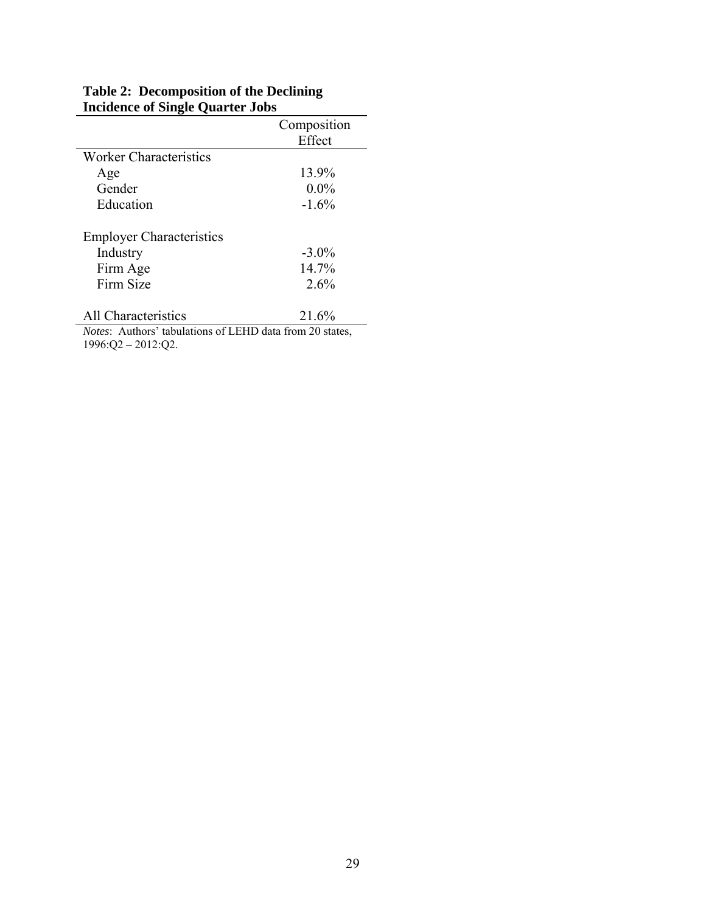**Table 2: Decomposition of the Declining Incidence of Single Quarter Jobs**

| | Composition Effect |
|---|---|
| Worker Characteristics | |
| Age | 13.9% |
| Gender | 0.0% |
| Education | -1.6% |
| | |
| Employer Characteristics | |
| Industry | -3.0% |
| Firm Age | 14.7% |
| Firm Size | 2.6% |
| | |
| All Characteristics | 21.6% |

*Notes*: Authors' tabulations of LEHD data from 20 states, 1996:Q2 – 2012:Q2.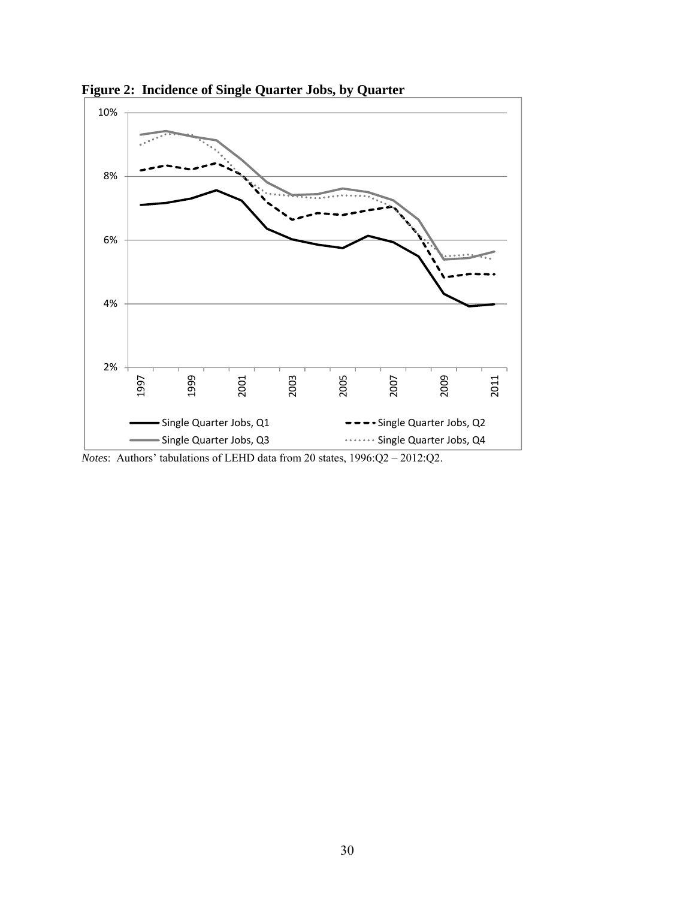**Figure 2: Incidence of Single Quarter Jobs, by Quarter**

*Notes*: Authors' tabulations of LEHD data from 20 states, 1996:Q2 – 2012:Q2.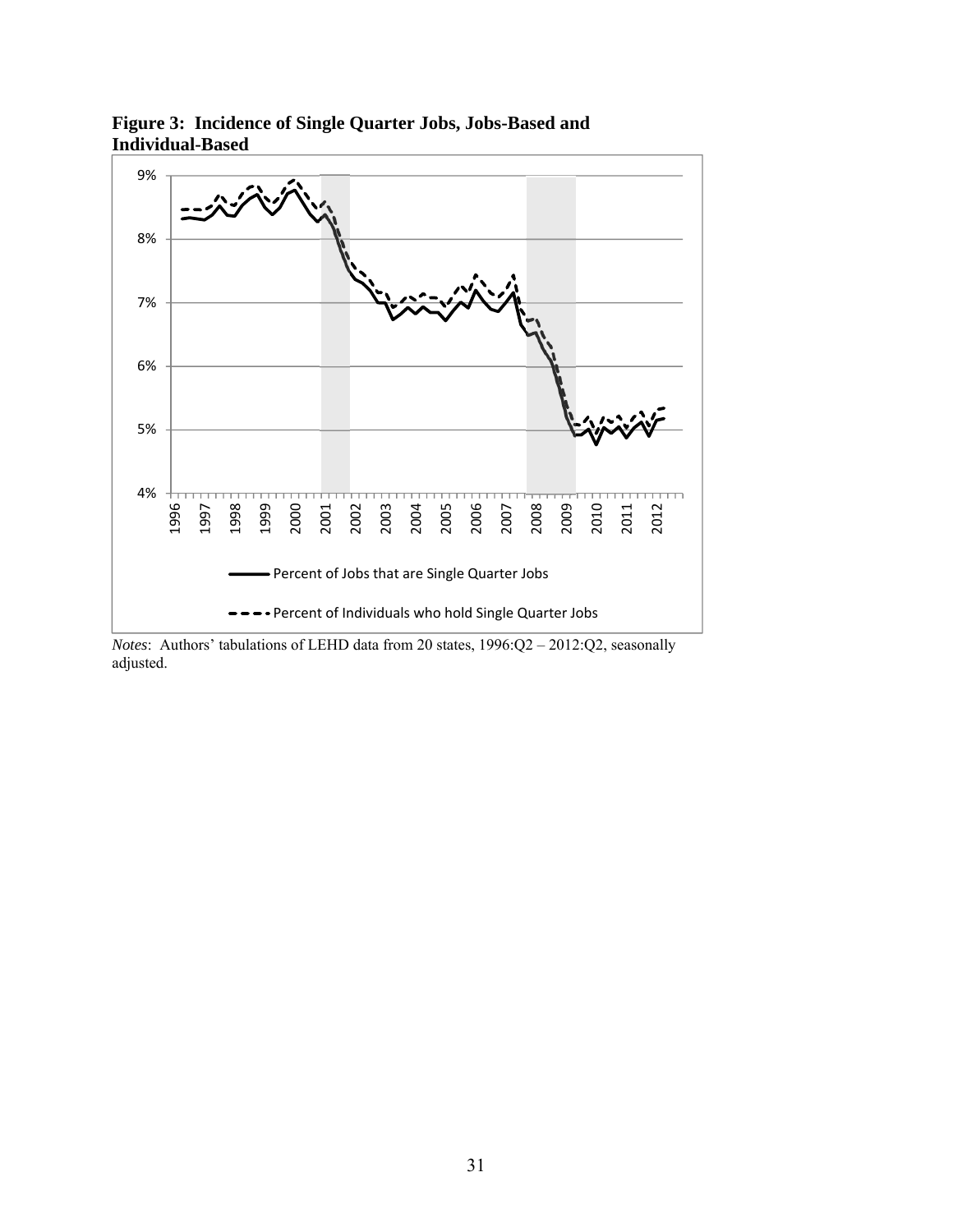**Figure 3: Incidence of Single Quarter Jobs, Jobs-Based and Individual-Based**

*Notes*: Authors' tabulations of LEHD data from 20 states, 1996:Q2 – 2012:Q2, seasonally adjusted.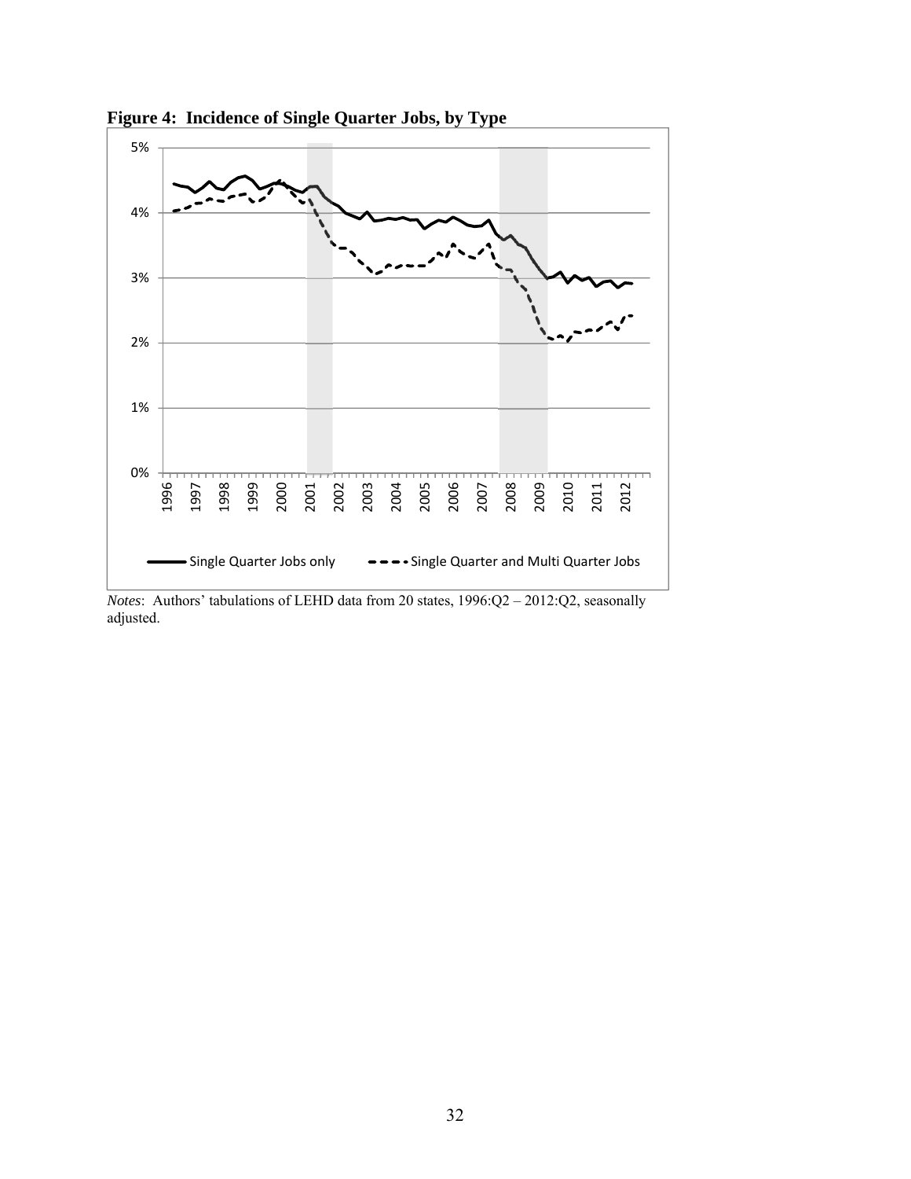**Figure 4: Incidence of Single Quarter Jobs, by Type**

*Notes*: Authors' tabulations of LEHD data from 20 states, 1996:Q2 – 2012:Q2, seasonally adjusted.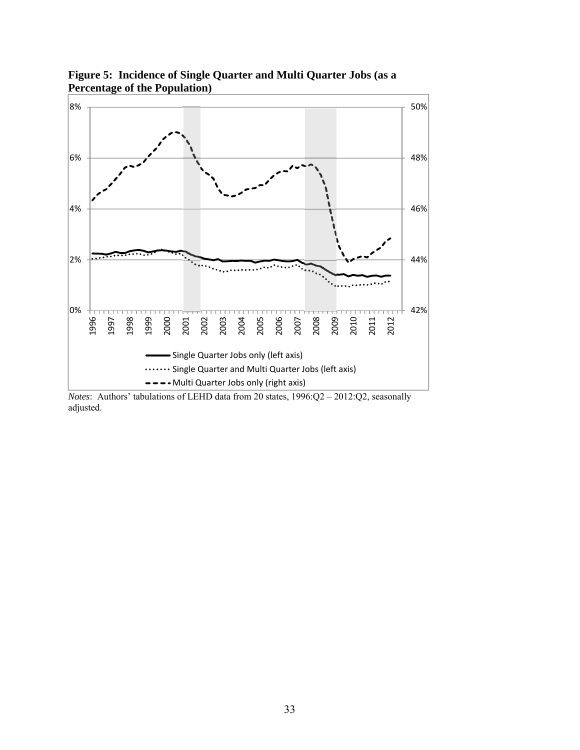**Figure 5: Incidence of Single Quarter and Multi Quarter Jobs (as a Percentage of the Population)**

*Notes*: Authors' tabulations of LEHD data from 20 states, 1996:Q2 – 2012:Q2, seasonally adjusted.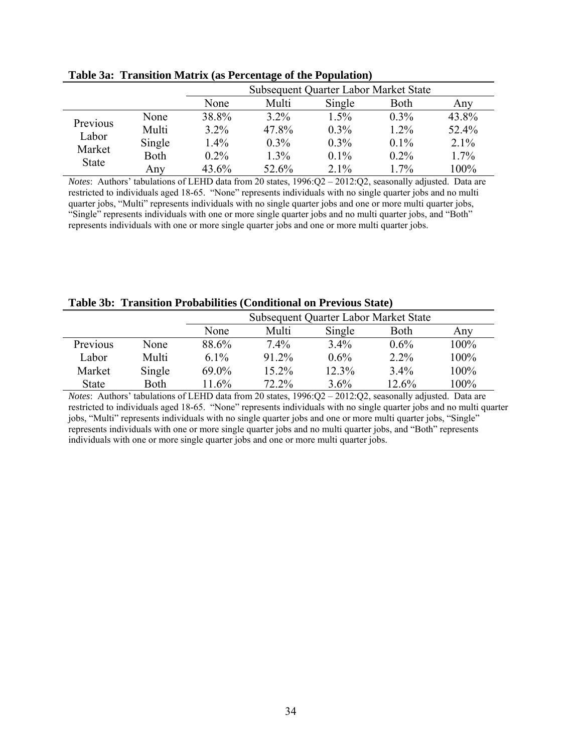**Table 3a: Transition Matrix (as Percentage of the Population)**

| | | Subsequent Quarter Labor Market State | | | | |
|---|---|---|---|---|---|---|
| | | None | Multi | Single | Both | Any |
| Previous Labor Market State | None | 38.8% | 3.2% | 1.5% | 0.3% | 43.8% |
| | Multi | 3.2% | 47.8% | 0.3% | 1.2% | 52.4% |
| | Single | 1.4% | 0.3% | 0.3% | 0.1% | 2.1% |
| | Both | 0.2% | 1.3% | 0.1% | 0.2% | 1.7% |
| | Any | 43.6% | 52.6% | 2.1% | 1.7% | 100% |

*Notes*: Authors' tabulations of LEHD data from 20 states, 1996:Q2 – 2012:Q2, seasonally adjusted. Data are restricted to individuals aged 18-65. "None" represents individuals with no single quarter jobs and no multi quarter jobs, "Multi" represents individuals with no single quarter jobs and one or more multi quarter jobs, "Single" represents individuals with one or more single quarter jobs and no multi quarter jobs, and "Both" represents individuals with one or more single quarter jobs and one or more multi quarter jobs.

**Table 3b: Transition Probabilities (Conditional on Previous State)**

| | | Subsequent Quarter Labor Market State | | | | |
|---|---|---|---|---|---|---|
| | | None | Multi | Single | Both | Any |
| Previous Labor Market State | None | 88.6% | 7.4% | 3.4% | 0.6% | 100% |
| | Multi | 6.1% | 91.2% | 0.6% | 2.2% | 100% |
| | Single | 69.0% | 15.2% | 12.3% | 3.4% | 100% |
| | Both | 11.6% | 72.2% | 3.6% | 12.6% | 100% |

*Notes*: Authors' tabulations of LEHD data from 20 states, 1996:Q2 – 2012:Q2, seasonally adjusted. Data are restricted to individuals aged 18-65. "None" represents individuals with no single quarter jobs and no multi quarter jobs, "Multi" represents individuals with no single quarter jobs and one or more multi quarter jobs, "Single" represents individuals with one or more single quarter jobs and no multi quarter jobs, and "Both" represents individuals with one or more single quarter jobs and one or more multi quarter jobs.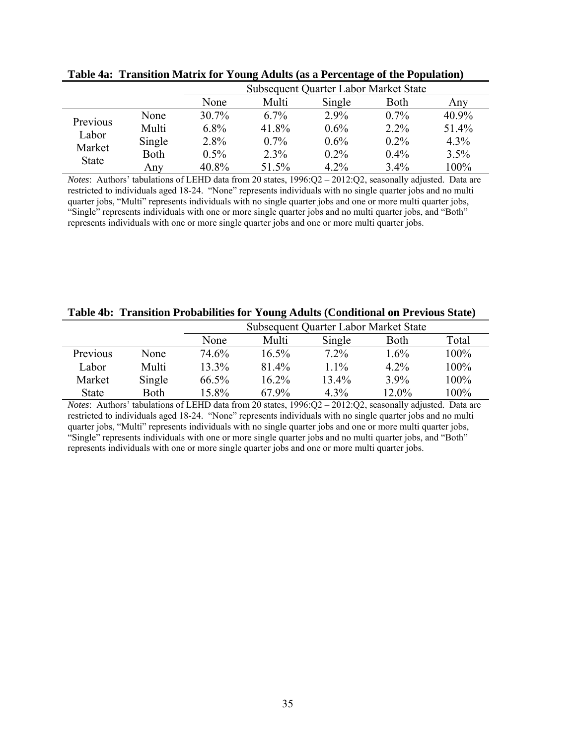**Table 4a: Transition Matrix for Young Adults (as a Percentage of the Population)**

| | | Subsequent Quarter Labor Market State | | | | |
|---|---|---|---|---|---|---|
| | | None | Multi | Single | Both | Any |
| Previous Labor Market State | None | 30.7% | 6.7% | 2.9% | 0.7% | 40.9% |
| | Multi | 6.8% | 41.8% | 0.6% | 2.2% | 51.4% |
| | Single | 2.8% | 0.7% | 0.6% | 0.2% | 4.3% |
| | Both | 0.5% | 2.3% | 0.2% | 0.4% | 3.5% |
| | Any | 40.8% | 51.5% | 4.2% | 3.4% | 100% |

*Notes*: Authors' tabulations of LEHD data from 20 states, 1996:Q2 – 2012:Q2, seasonally adjusted. Data are restricted to individuals aged 18-24. "None" represents individuals with no single quarter jobs and no multi quarter jobs, "Multi" represents individuals with no single quarter jobs and one or more multi quarter jobs, "Single" represents individuals with one or more single quarter jobs and no multi quarter jobs, and "Both" represents individuals with one or more single quarter jobs and one or more multi quarter jobs.

**Table 4b: Transition Probabilities for Young Adults (Conditional on Previous State)**

| | | Subsequent Quarter Labor Market State | | | | |
|---|---|---|---|---|---|---|
| | | None | Multi | Single | Both | Total |
| Previous | None | 74.6% | 16.5% | 7.2% | 1.6% | 100% |
| Labor | Multi | 13.3% | 81.4% | 1.1% | 4.2% | 100% |
| Market | Single | 66.5% | 16.2% | 13.4% | 3.9% | 100% |
| State | Both | 15.8% | 67.9% | 4.3% | 12.0% | 100% |

*Notes*: Authors' tabulations of LEHD data from 20 states, 1996:Q2 – 2012:Q2, seasonally adjusted. Data are restricted to individuals aged 18-24. "None" represents individuals with no single quarter jobs and no multi quarter jobs, "Multi" represents individuals with no single quarter jobs and one or more multi quarter jobs, "Single" represents individuals with one or more single quarter jobs and no multi quarter jobs, and "Both" represents individuals with one or more single quarter jobs and one or more multi quarter jobs.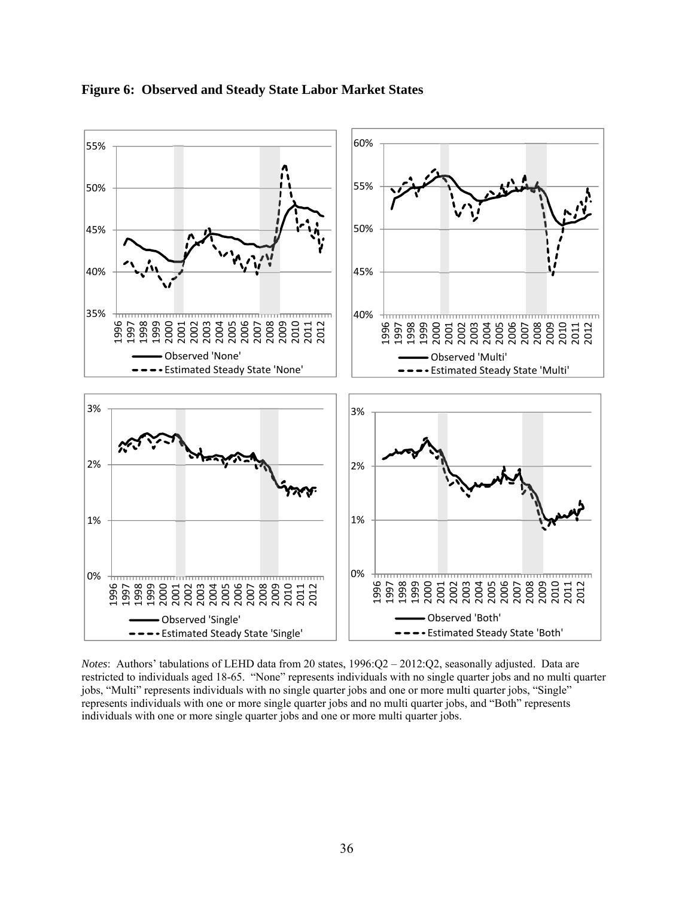**Figure 6: Observed and Steady State Labor Market States**

*Notes*: Authors' tabulations of LEHD data from 20 states, 1996:Q2 – 2012:Q2, seasonally adjusted. Data are restricted to individuals aged 18-65. "None" represents individuals with no single quarter jobs and no multi quarter jobs, "Multi" represents individuals with no single quarter jobs and one or more multi quarter jobs, "Single" represents individuals with one or more single quarter jobs and no multi quarter jobs, and "Both" represents individuals with one or more single quarter jobs and one or more multi quarter jobs.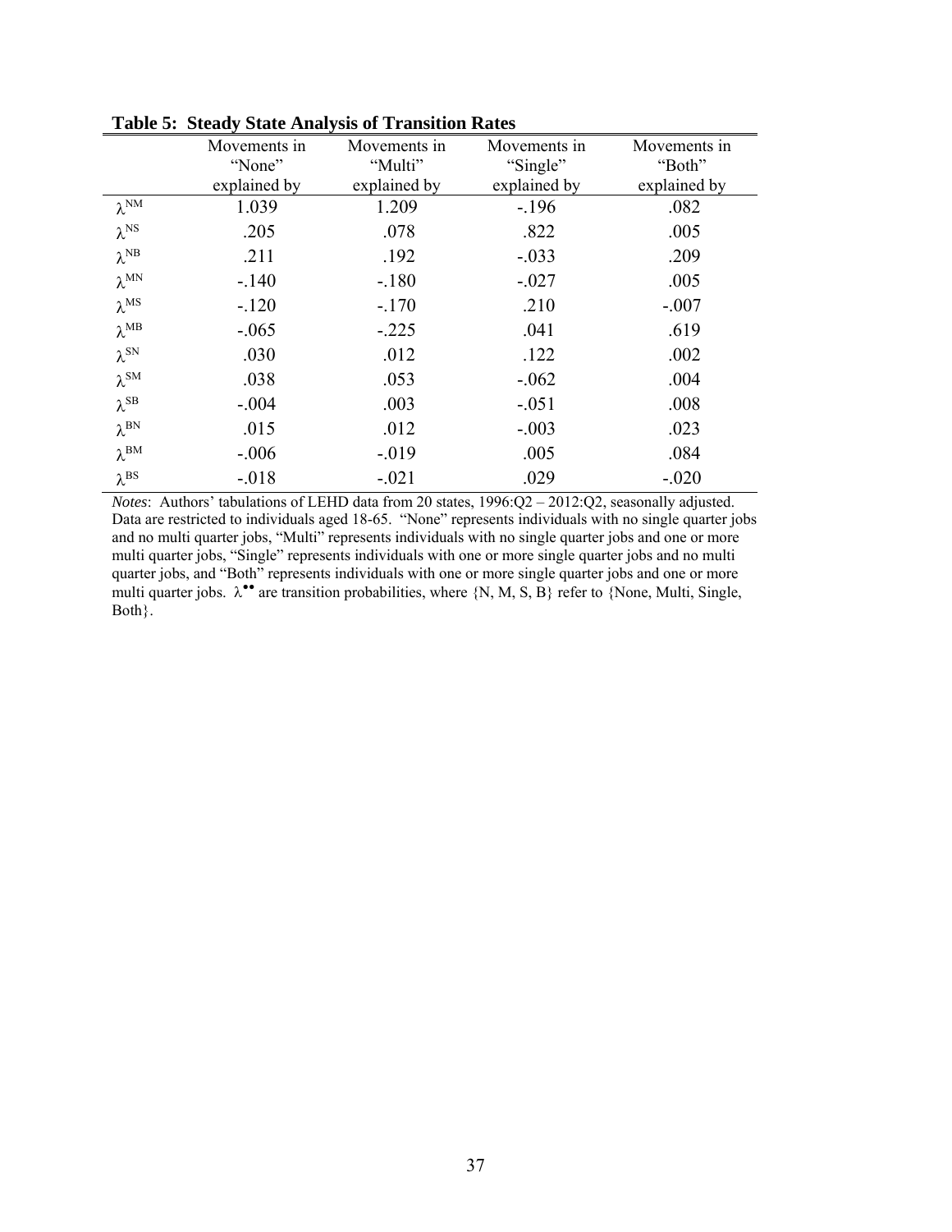**Table 5: Steady State Analysis of Transition Rates**

| | Movements in "None" explained by | Movements in "Multi" explained by | Movements in "Single" explained by | Movements in "Both" explained by |
|---|---|---|---|---|
| $\lambda^{NM}$ | 1.039 | 1.209 | -.196 | .082 |
| $\lambda^{NS}$ | .205 | .078 | .822 | .005 |
| $\lambda^{NB}$ | .211 | .192 | -.033 | .209 |
| $\lambda^{MN}$ | -.140 | -.180 | -.027 | .005 |
| $\lambda^{MS}$ | -.120 | -.170 | .210 | -.007 |
| $\lambda^{MB}$ | -.065 | -.225 | .041 | .619 |
| $\lambda^{SN}$ | .030 | .012 | .122 | .002 |
| $\lambda^{SM}$ | .038 | .053 | -.062 | .004 |
| $\lambda^{SB}$ | -.004 | .003 | -.051 | .008 |
| $\lambda^{BN}$ | .015 | .012 | -.003 | .023 |
| $\lambda^{BM}$ | -.006 | -.019 | .005 | .084 |
| $\lambda^{BS}$ | -.018 | -.021 | .029 | -.020 |

*Notes*: Authors' tabulations of LEHD data from 20 states, 1996:Q2 – 2012:Q2, seasonally adjusted. Data are restricted to individuals aged 18-65. "None" represents individuals with no single quarter jobs and no multi quarter jobs, "Multi" represents individuals with no single quarter jobs and one or more multi quarter jobs, "Single" represents individuals with one or more single quarter jobs and no multi quarter jobs, and "Both" represents individuals with one or more single quarter jobs and one or more multi quarter jobs. $\lambda^{\bullet\bullet}$ are transition probabilities, where {N, M, S, B} refer to {None, Multi, Single, Both}.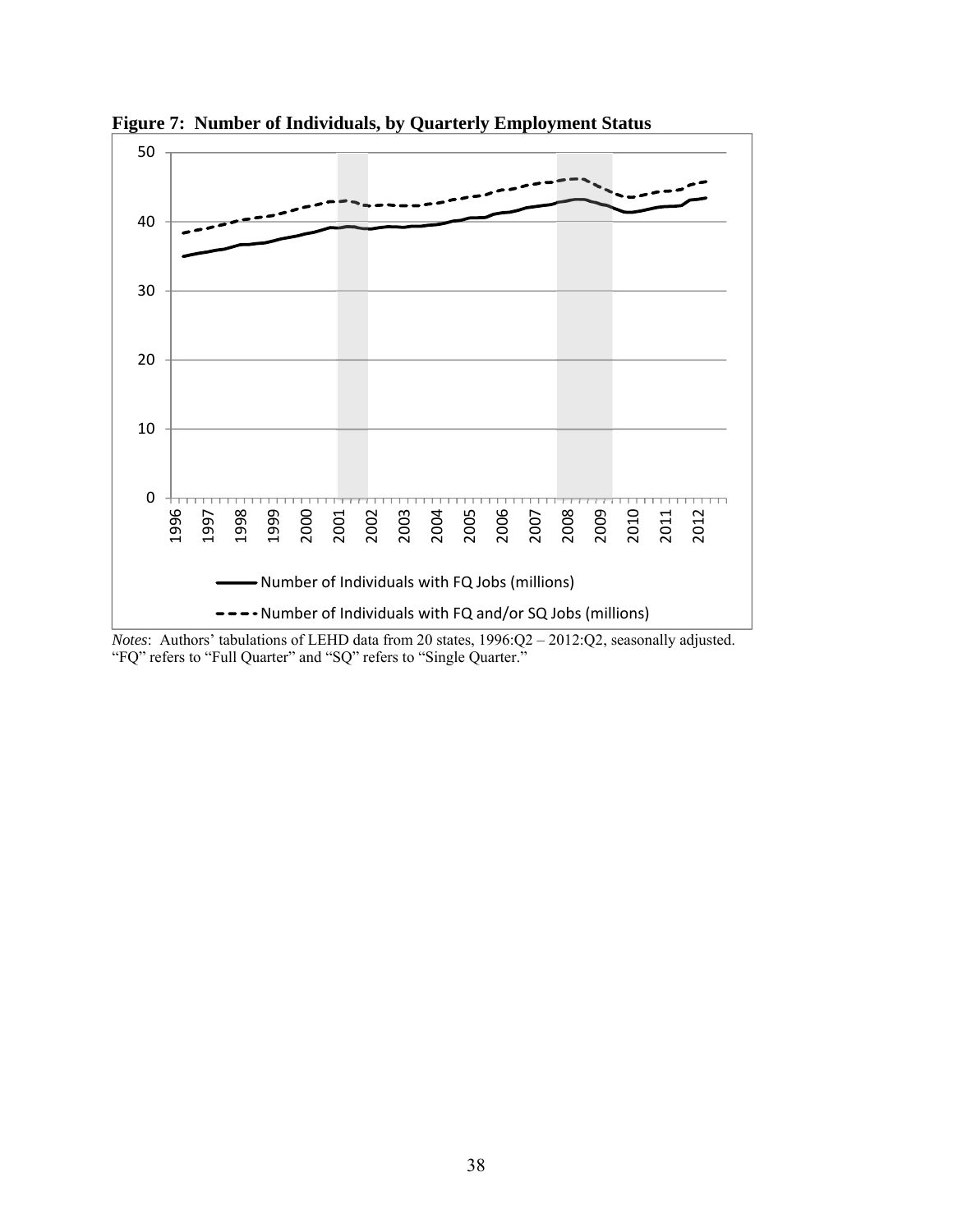**Figure 7: Number of Individuals, by Quarterly Employment Status**

*Notes*: Authors' tabulations of LEHD data from 20 states, 1996:Q2 – 2012:Q2, seasonally adjusted. "FQ" refers to "Full Quarter" and "SQ" refers to "Single Quarter."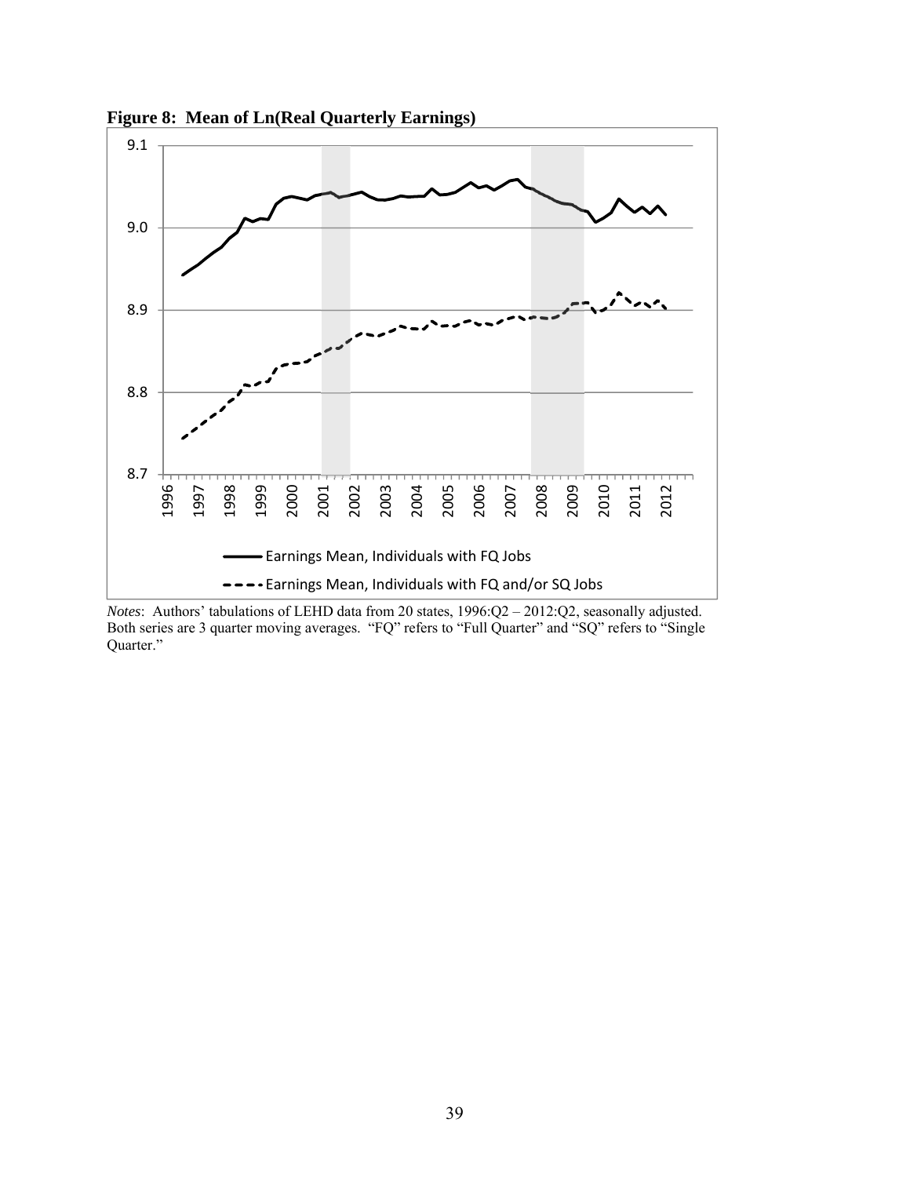**Figure 8: Mean of Ln(Real Quarterly Earnings)**

*Notes*: Authors' tabulations of LEHD data from 20 states, 1996:Q2 – 2012:Q2, seasonally adjusted. Both series are 3 quarter moving averages. "FQ" refers to "Full Quarter" and "SQ" refers to "Single Quarter."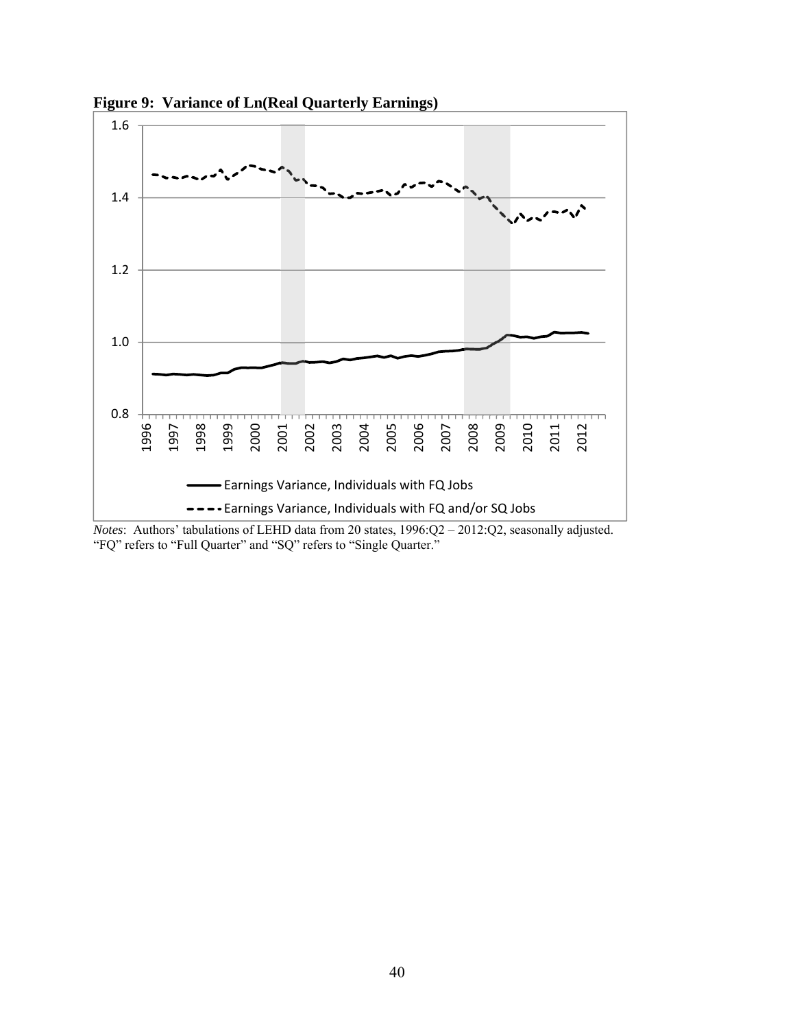**Figure 9: Variance of Ln(Real Quarterly Earnings)**

*Notes*: Authors' tabulations of LEHD data from 20 states, 1996:Q2 – 2012:Q2, seasonally adjusted. "FQ" refers to "Full Quarter" and "SQ" refers to "Single Quarter."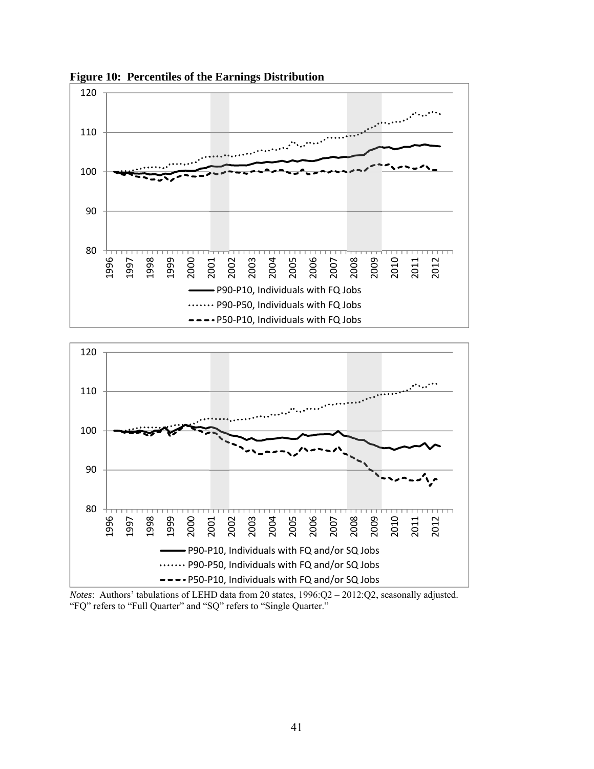**Figure 10: Percentiles of the Earnings Distribution**

120
110
100
90
80

1996 1997 1998 1999 2000 2001 2002 2003 2004 2005 2006 2007 2008 2009 2010 2011 2012

P90-P10, Individuals with FQ Jobs
P90-P50, Individuals with FQ Jobs
P50-P10, Individuals with FQ Jobs

120
110
100
90
80

1996 1997 1998 1999 2000 2001 2002 2003 2004 2005 2006 2007 2008 2009 2010 2011 2012

P90-P10, Individuals with FQ and/or SQ Jobs
P90-P50, Individuals with FQ and/or SQ Jobs
P50-P10, Individuals with FQ and/or SQ Jobs

*Notes*: Authors' tabulations of LEHD data from 20 states, 1996:Q2 – 2012:Q2, seasonally adjusted. "FQ" refers to "Full Quarter" and "SQ" refers to "Single Quarter."